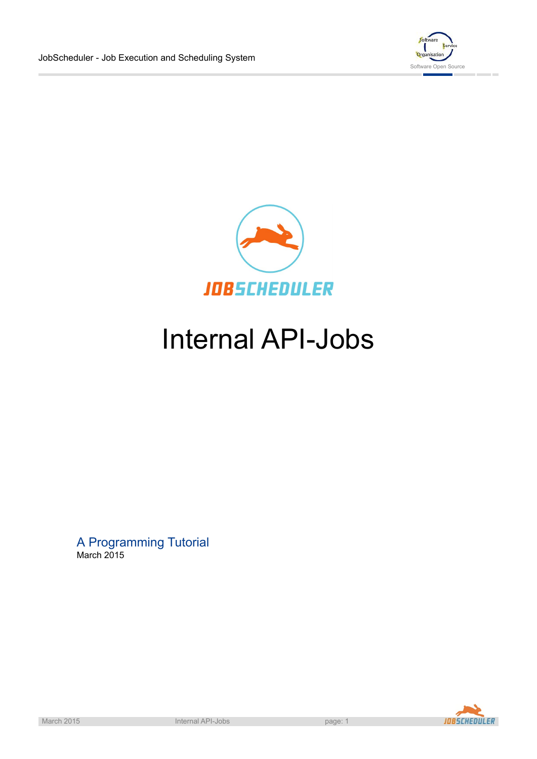# Internal API-Jobs

A Programming Tutorial

March 2015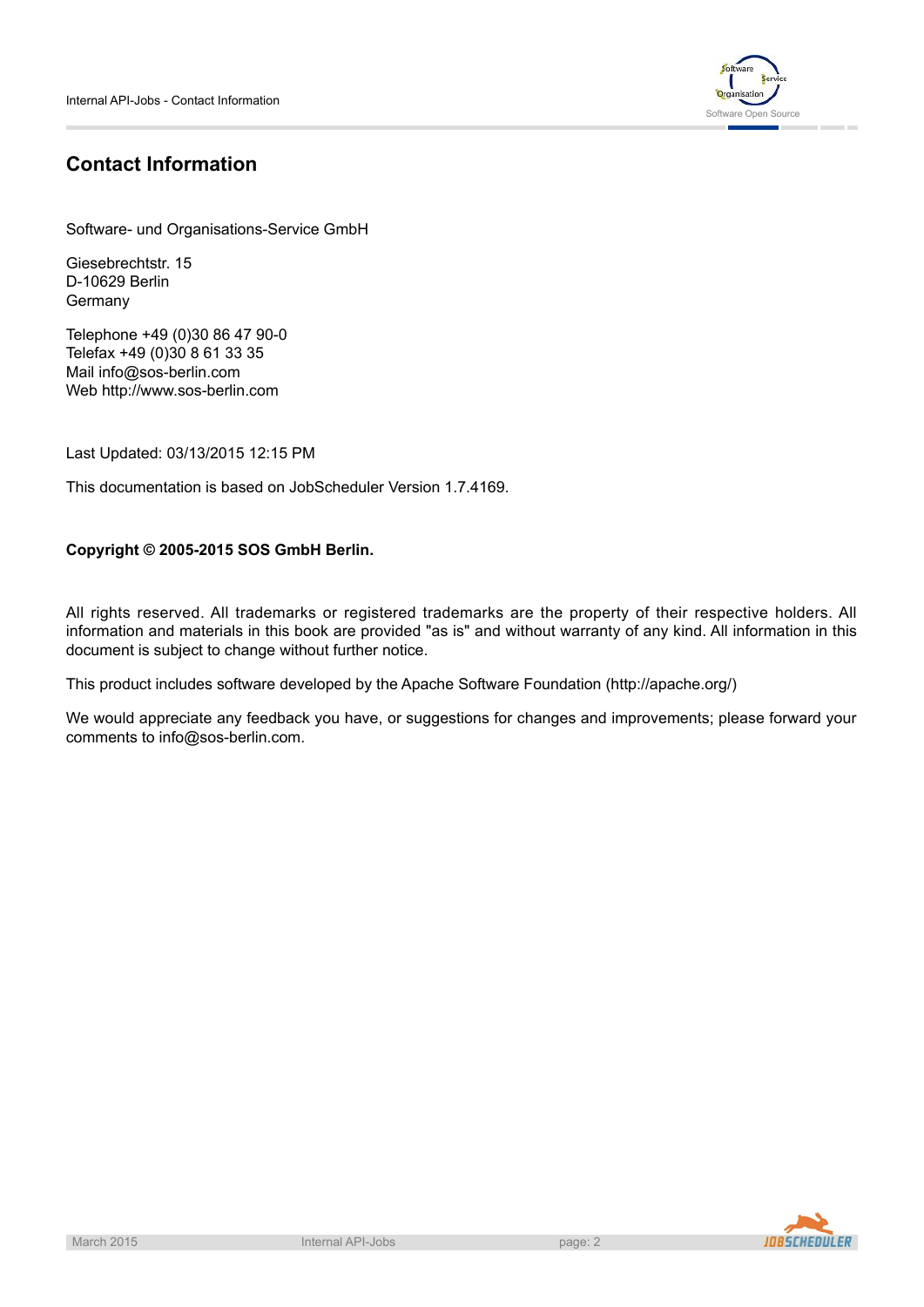# Contact Information

Software- und Organisations-Service GmbH

Giesebrechtstr. 15
D-10629 Berlin
Germany

Telephone +49 (0)30 86 47 90-0
Telefax +49 (0)30 8 61 33 35
Mail info@sos-berlin.com
Web http://www.sos-berlin.com

Last Updated: 03/13/2015 12:15 PM

This documentation is based on JobScheduler Version 1.7.4169.

**Copyright © 2005-2015 SOS GmbH Berlin.**

All rights reserved. All trademarks or registered trademarks are the property of their respective holders. All information and materials in this book are provided "as is" and without warranty of any kind. All information in this document is subject to change without further notice.

This product includes software developed by the Apache Software Foundation (http://apache.org/)

We would appreciate any feedback you have, or suggestions for changes and improvements; please forward your comments to info@sos-berlin.com.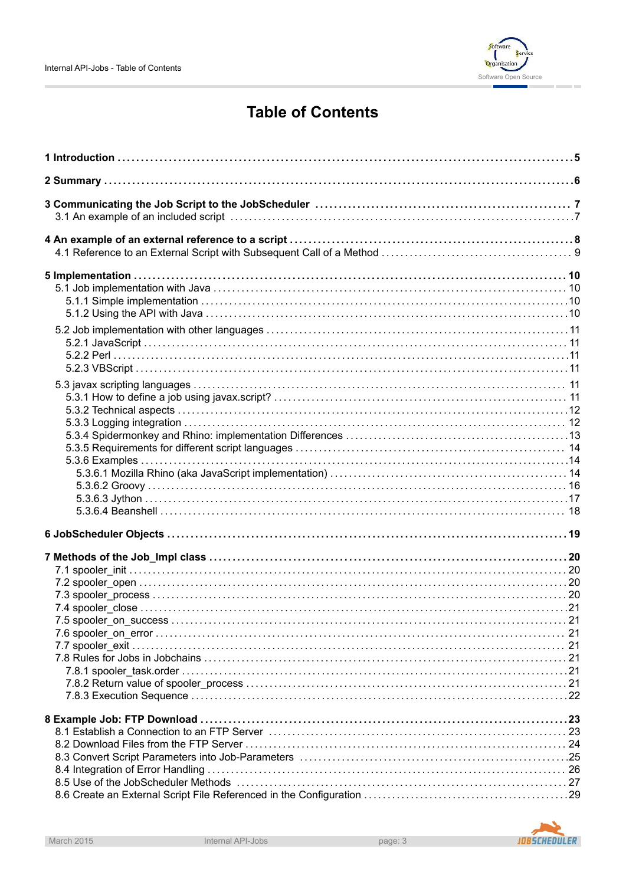# Table of Contents

**1 Introduction** ..... 5

**2 Summary** ..... 6

**3 Communicating the Job Script to the JobScheduler** ..... 7
- 3.1 An example of an included script ..... 7

**4 An example of an external reference to a script** ..... 8
- 4.1 Reference to an External Script with Subsequent Call of a Method ..... 9

**5 Implementation** ..... 10
- 5.1 Job implementation with Java ..... 10
  - 5.1.1 Simple implementation ..... 10
  - 5.1.2 Using the API with Java ..... 10
- 5.2 Job implementation with other languages ..... 11
  - 5.2.1 JavaScript ..... 11
  - 5.2.2 Perl ..... 11
  - 5.2.3 VBScript ..... 11
- 5.3 javax scripting languages ..... 11
  - 5.3.1 How to define a job using javax.script? ..... 11
  - 5.3.2 Technical aspects ..... 12
  - 5.3.3 Logging integration ..... 12
  - 5.3.4 Spidermonkey and Rhino: implementation Differences ..... 13
  - 5.3.5 Requirements for different script languages ..... 14
  - 5.3.6 Examples ..... 14
    - 5.3.6.1 Mozilla Rhino (aka JavaScript implementation) ..... 14
    - 5.3.6.2 Groovy ..... 16
    - 5.3.6.3 Jython ..... 17
    - 5.3.6.4 Beanshell ..... 18

**6 JobScheduler Objects** ..... 19

**7 Methods of the Job_Impl class** ..... 20
- 7.1 spooler_init ..... 20
- 7.2 spooler_open ..... 20
- 7.3 spooler_process ..... 20
- 7.4 spooler_close ..... 21
- 7.5 spooler_on_success ..... 21
- 7.6 spooler_on_error ..... 21
- 7.7 spooler_exit ..... 21
- 7.8 Rules for Jobs in Jobchains ..... 21
  - 7.8.1 spooler_task.order ..... 21
  - 7.8.2 Return value of spooler_process ..... 21
  - 7.8.3 Execution Sequence ..... 22

**8 Example Job: FTP Download** ..... 23
- 8.1 Establish a Connection to an FTP Server ..... 23
- 8.2 Download Files from the FTP Server ..... 24
- 8.3 Convert Script Parameters into Job-Parameters ..... 25
- 8.4 Integration of Error Handling ..... 26
- 8.5 Use of the JobScheduler Methods ..... 27
- 8.6 Create an External Script File Referenced in the Configuration ..... 29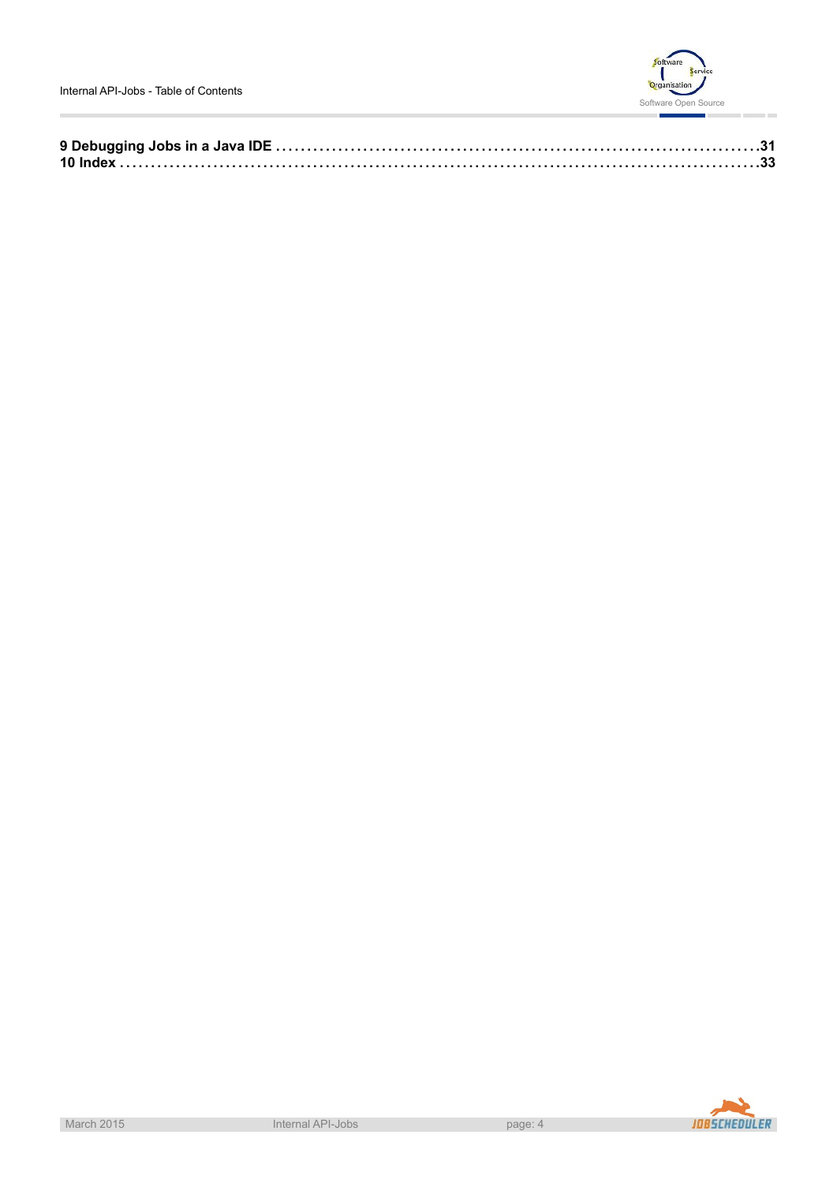**9 Debugging Jobs in a Java IDE** ........................................................................ **31**
**10 Index** ........................................................................................................ **33**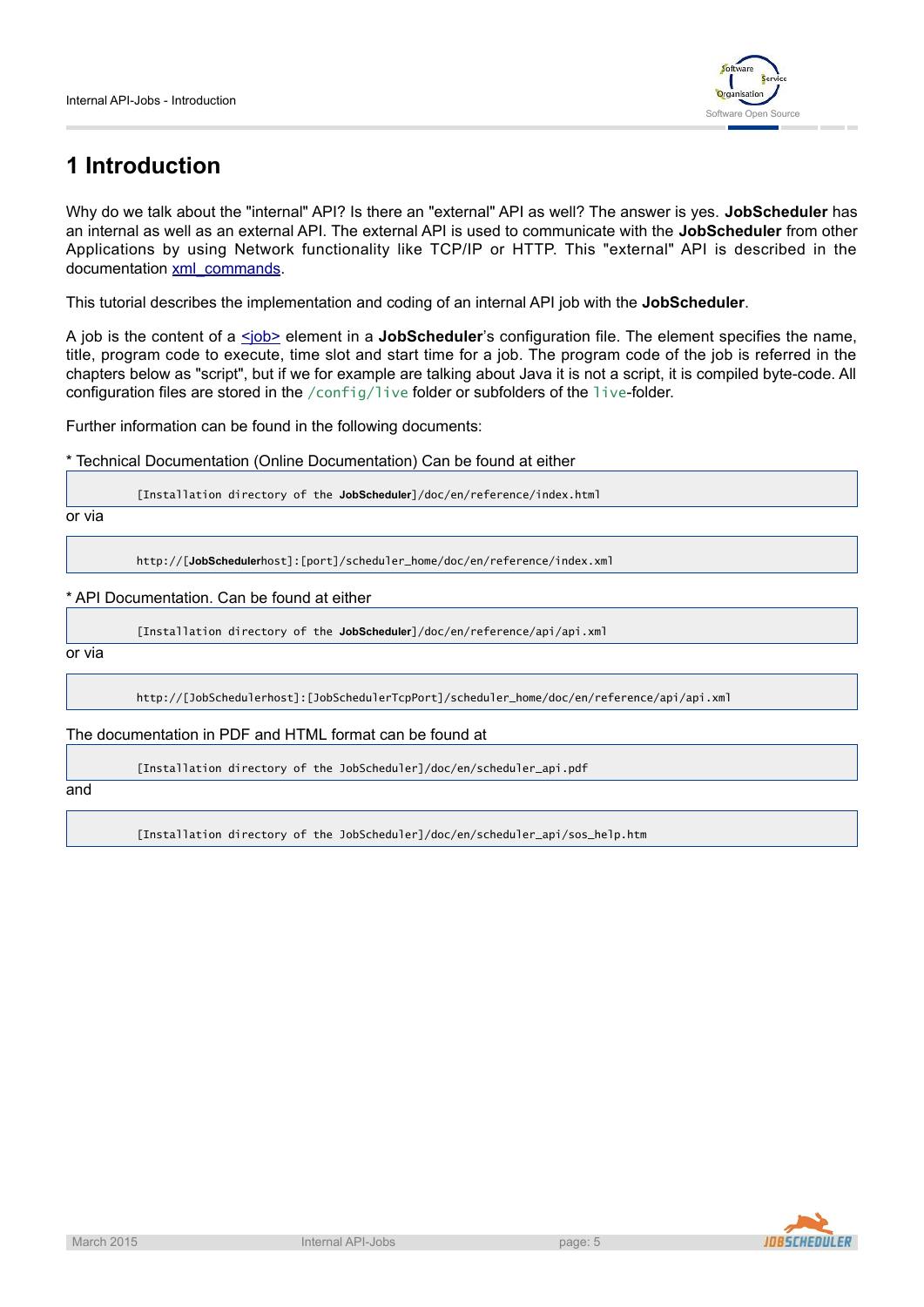# 1 Introduction

Why do we talk about the "internal" API? Is there an "external" API as well? The answer is yes. **JobScheduler** has an internal as well as an external API. The external API is used to communicate with the **JobScheduler** from other Applications by using Network functionality like TCP/IP or HTTP. This "external" API is described in the documentation xml_commands.

This tutorial describes the implementation and coding of an internal API job with the **JobScheduler**.

A job is the content of a <job> element in a **JobScheduler**'s configuration file. The element specifies the name, title, program code to execute, time slot and start time for a job. The program code of the job is referred in the chapters below as "script", but if we for example are talking about Java it is not a script, it is compiled byte-code. All configuration files are stored in the `/config/live` folder or subfolders of the `live`-folder.

Further information can be found in the following documents:

* Technical Documentation (Online Documentation) Can be found at either

```
[Installation directory of the JobScheduler]/doc/en/reference/index.html
```

or via

```
http://[JobSchedulerhost]:[port]/scheduler_home/doc/en/reference/index.xml
```

* API Documentation. Can be found at either

```
[Installation directory of the JobScheduler]/doc/en/reference/api/api.xml
```

or via

```
http://[JobSchedulerhost]:[JobSchedulerTcpPort]/scheduler_home/doc/en/reference/api/api.xml
```

The documentation in PDF and HTML format can be found at

```
[Installation directory of the JobScheduler]/doc/en/scheduler_api.pdf
```

and

```
[Installation directory of the JobScheduler]/doc/en/scheduler_api/sos_help.htm
```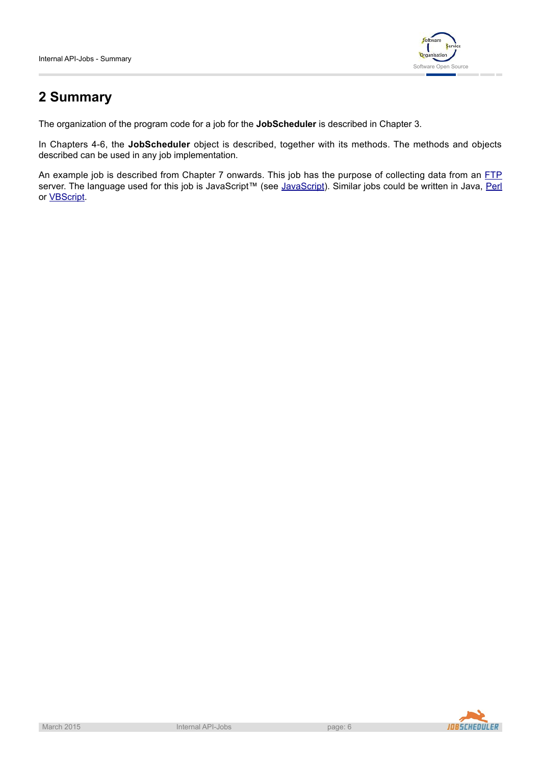## 2 Summary

The organization of the program code for a job for the **JobScheduler** is described in Chapter 3.

In Chapters 4-6, the **JobScheduler** object is described, together with its methods. The methods and objects described can be used in any job implementation.

An example job is described from Chapter 7 onwards. This job has the purpose of collecting data from an FTP server. The language used for this job is JavaScript™ (see JavaScript). Similar jobs could be written in Java, Perl or VBScript.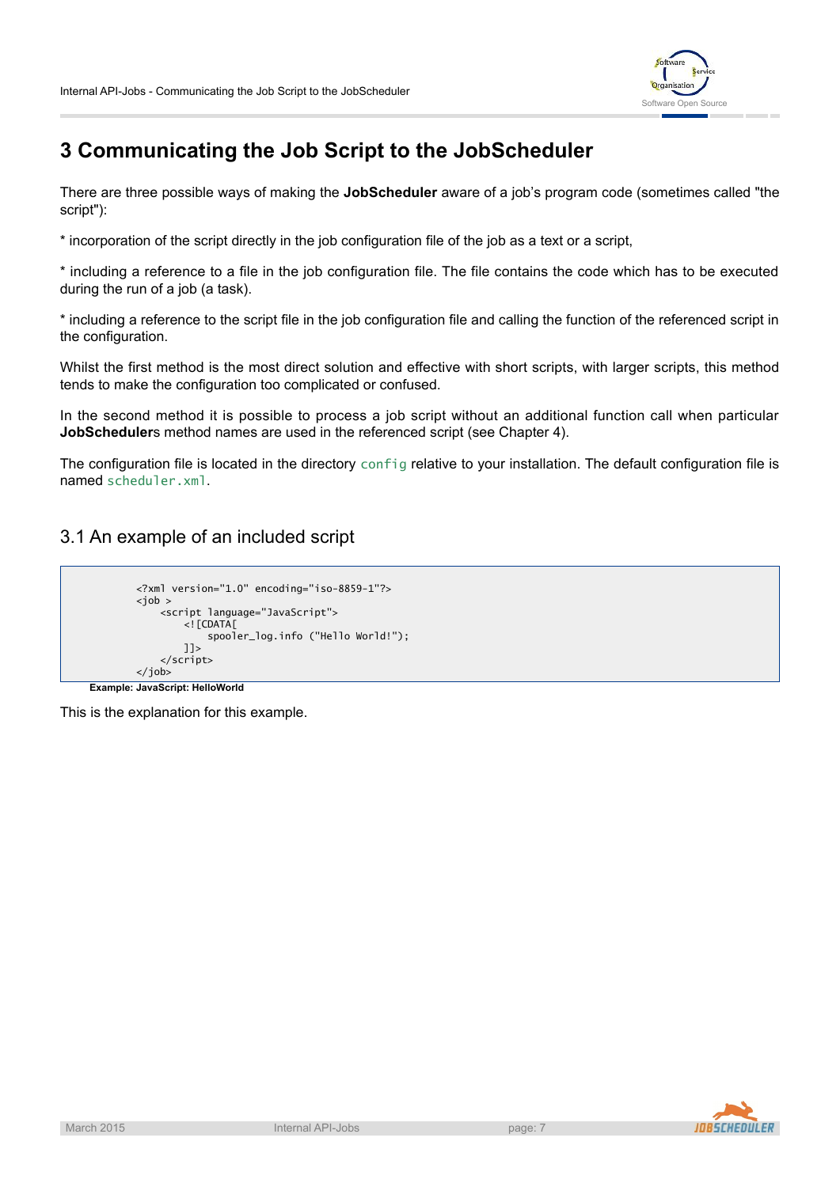# 3 Communicating the Job Script to the JobScheduler

There are three possible ways of making the **JobScheduler** aware of a job's program code (sometimes called "the script"):

* incorporation of the script directly in the job configuration file of the job as a text or a script,

* including a reference to a file in the job configuration file. The file contains the code which has to be executed during the run of a job (a task).

* including a reference to the script file in the job configuration file and calling the function of the referenced script in the configuration.

Whilst the first method is the most direct solution and effective with short scripts, with larger scripts, this method tends to make the configuration too complicated or confused.

In the second method it is possible to process a job script without an additional function call when particular **JobScheduler**s method names are used in the referenced script (see Chapter 4).

The configuration file is located in the directory `config` relative to your installation. The default configuration file is named `scheduler.xml`.

## 3.1 An example of an included script

```
<?xml version="1.0" encoding="iso-8859-1"?>
<job >
    <script language="JavaScript">
        <![CDATA[
            spooler_log.info ("Hello World!");
        ]]>
    </script>
</job>
```

**Example: JavaScript: HelloWorld**

This is the explanation for this example.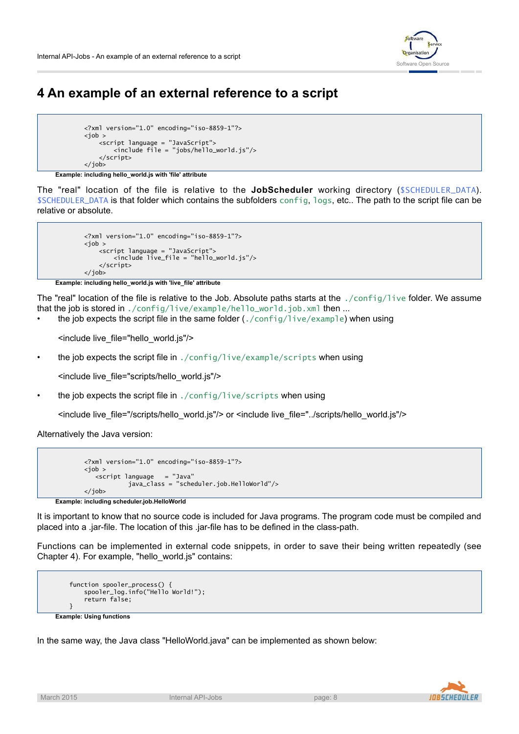# 4 An example of an external reference to a script

```
<?xml version="1.0" encoding="iso-8859-1"?>
<job >
    <script language = "JavaScript">
        <include file = "jobs/hello_world.js"/>
    </script>
</job>
```

**Example: including hello_world.js with 'file' attribute**

The "real" location of the file is relative to the **JobScheduler** working directory (`$SCHEDULER_DATA`). `$SCHEDULER_DATA` is that folder which contains the subfolders `config`, `logs`, etc.. The path to the script file can be relative or absolute.

```
<?xml version="1.0" encoding="iso-8859-1"?>
<job >
    <script language = "JavaScript">
        <include live_file = "hello_world.js"/>
    </script>
</job>
```

**Example: including hello_world.js with 'live_file' attribute**

The "real" location of the file is relative to the Job. Absolute paths starts at the `./config/live` folder. We assume that the job is stored in `./config/live/example/hello_world.job.xml` then ...

- the job expects the script file in the same folder (`./config/live/example`) when using

  <include live_file="hello_world.js"/>

- the job expects the script file in `./config/live/example/scripts` when using

  <include live_file="scripts/hello_world.js"/>

- the job expects the script file in `./config/live/scripts` when using

  <include live_file="/scripts/hello_world.js"/> or <include live_file="../scripts/hello_world.js"/>

Alternatively the Java version:

```
<?xml version="1.0" encoding="iso-8859-1"?>
<job >
   <script language   = "Java"
            java_class = "scheduler.job.HelloWorld"/>
</job>
```

**Example: including scheduler.job.HelloWorld**

It is important to know that no source code is included for Java programs. The program code must be compiled and placed into a .jar-file. The location of this .jar-file has to be defined in the class-path.

Functions can be implemented in external code snippets, in order to save their being written repeatedly (see Chapter 4). For example, "hello_world.js" contains:

```
function spooler_process() {
    spooler_log.info("Hello World!");
    return false;
}
```

**Example: Using functions**

In the same way, the Java class "HelloWorld.java" can be implemented as shown below: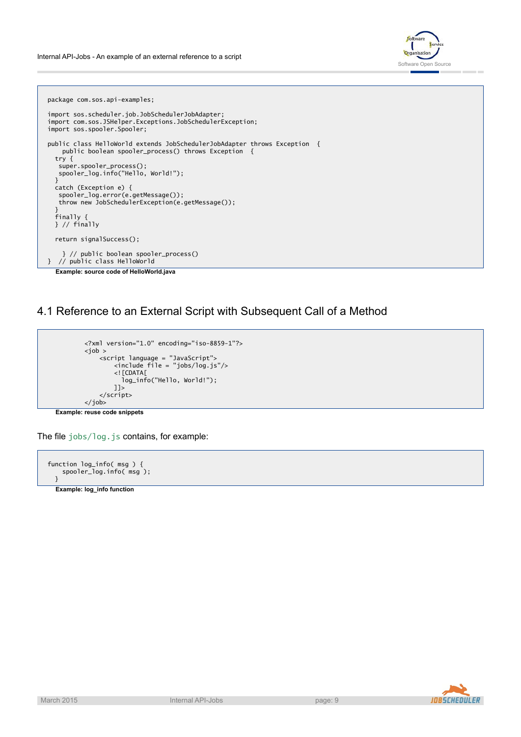```
package com.sos.api-examples;

import sos.scheduler.job.JobSchedulerJobAdapter;
import com.sos.JSHelper.Exceptions.JobSchedulerException;
import sos.spooler.Spooler;

public class HelloWorld extends JobSchedulerJobAdapter throws Exception  {
    public boolean spooler_process() throws Exception  {
  try {
   super.spooler_process();
   spooler_log.info("Hello, World!");
  }
  catch (Exception e) {
   spooler_log.error(e.getMessage());
   throw new JobSchedulerException(e.getMessage());
  }
  finally {
  } // finally

  return signalSuccess();

    } // public boolean spooler_process()
}  // public class HelloWorld
```

**Example: source code of HelloWorld.java**

## 4.1 Reference to an External Script with Subsequent Call of a Method

```
<?xml version="1.0" encoding="iso-8859-1"?>
<job >
    <script language = "JavaScript">
        <include file = "jobs/log.js"/>
        <![CDATA[
          log_info("Hello, World!");
        ]]>
    </script>
</job>
```

**Example: reuse code snippets**

The file `jobs/log.js` contains, for example:

```
function log_info( msg ) {
    spooler_log.info( msg );
  }
```

**Example: log_info function**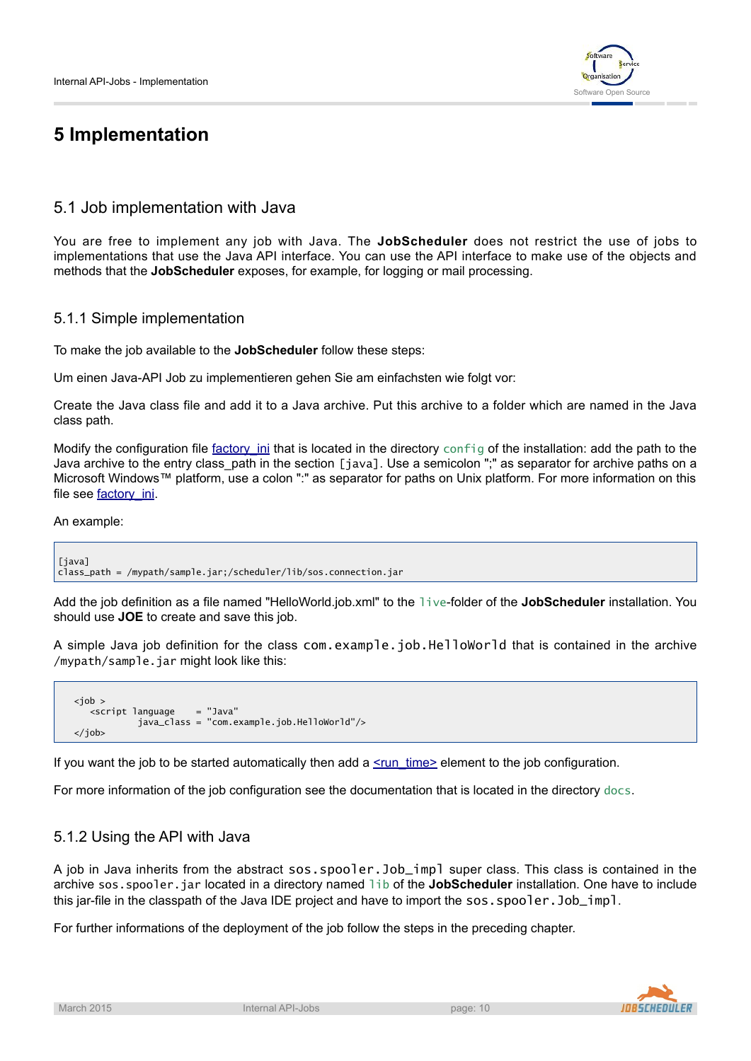# 5 Implementation

## 5.1 Job implementation with Java

You are free to implement any job with Java. The **JobScheduler** does not restrict the use of jobs to implementations that use the Java API interface. You can use the API interface to make use of the objects and methods that the **JobScheduler** exposes, for example, for logging or mail processing.

### 5.1.1 Simple implementation

To make the job available to the **JobScheduler** follow these steps:

Um einen Java-API Job zu implementieren gehen Sie am einfachsten wie folgt vor:

Create the Java class file and add it to a Java archive. Put this archive to a folder which are named in the Java class path.

Modify the configuration file factory_ini that is located in the directory `config` of the installation: add the path to the Java archive to the entry class_path in the section `[java]`. Use a semicolon ";" as separator for archive paths on a Microsoft Windows™ platform, use a colon ":" as separator for paths on Unix platform. For more information on this file see factory_ini.

An example:

```
[java]
class_path = /mypath/sample.jar;/scheduler/lib/sos.connection.jar
```

Add the job definition as a file named "HelloWorld.job.xml" to the `live`-folder of the **JobScheduler** installation. You should use **JOE** to create and save this job.

A simple Java job definition for the class `com.example.job.HelloWorld` that is contained in the archive `/mypath/sample.jar` might look like this:

```
<job >
   <script language    = "Java"
           java_class = "com.example.job.HelloWorld"/>
</job>
```

If you want the job to be started automatically then add a <run_time> element to the job configuration.

For more information of the job configuration see the documentation that is located in the directory `docs`.

### 5.1.2 Using the API with Java

A job in Java inherits from the abstract `sos.spooler.Job_impl` super class. This class is contained in the archive `sos.spooler.jar` located in a directory named `lib` of the **JobScheduler** installation. One have to include this jar-file in the classpath of the Java IDE project and have to import the `sos.spooler.Job_impl`.

For further informations of the deployment of the job follow the steps in the preceding chapter.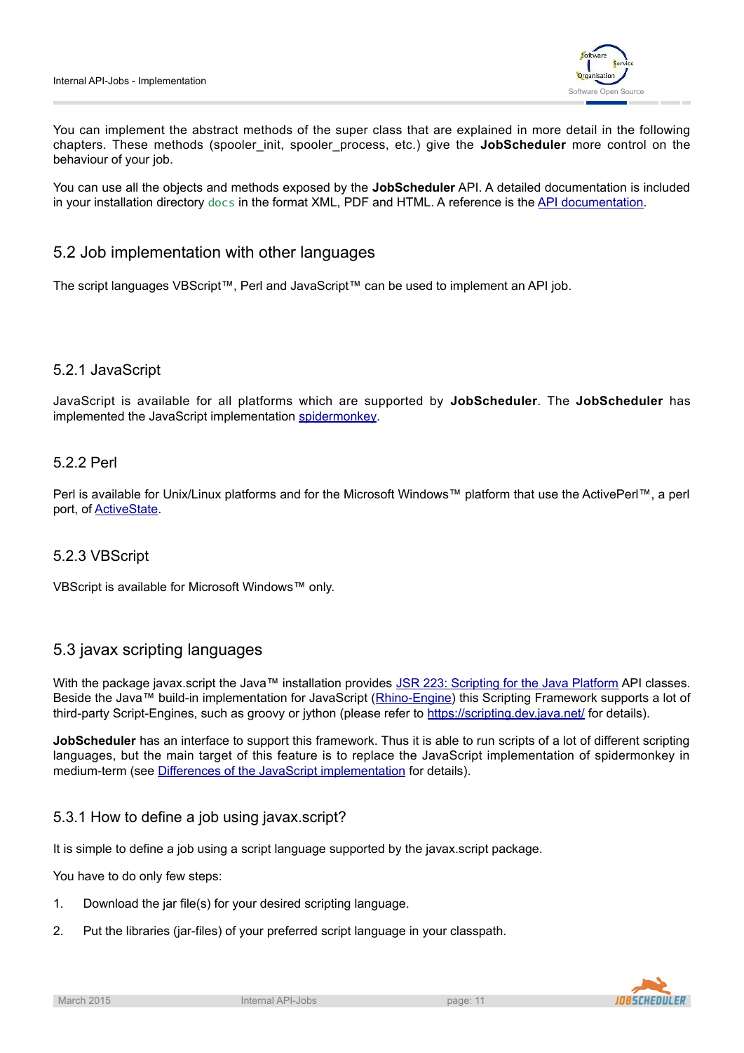You can implement the abstract methods of the super class that are explained in more detail in the following chapters. These methods (spooler_init, spooler_process, etc.) give the **JobScheduler** more control on the behaviour of your job.

You can use all the objects and methods exposed by the **JobScheduler** API. A detailed documentation is included in your installation directory `docs` in the format XML, PDF and HTML. A reference is the API documentation.

## 5.2 Job implementation with other languages

The script languages VBScript™, Perl and JavaScript™ can be used to implement an API job.

### 5.2.1 JavaScript

JavaScript is available for all platforms which are supported by **JobScheduler**. The **JobScheduler** has implemented the JavaScript implementation spidermonkey.

### 5.2.2 Perl

Perl is available for Unix/Linux platforms and for the Microsoft Windows™ platform that use the ActivePerl™, a perl port, of ActiveState.

### 5.2.3 VBScript

VBScript is available for Microsoft Windows™ only.

## 5.3 javax scripting languages

With the package javax.script the Java™ installation provides JSR 223: Scripting for the Java Platform API classes. Beside the Java™ build-in implementation for JavaScript (Rhino-Engine) this Scripting Framework supports a lot of third-party Script-Engines, such as groovy or jython (please refer to https://scripting.dev.java.net/ for details).

**JobScheduler** has an interface to support this framework. Thus it is able to run scripts of a lot of different scripting languages, but the main target of this feature is to replace the JavaScript implementation of spidermonkey in medium-term (see Differences of the JavaScript implementation for details).

### 5.3.1 How to define a job using javax.script?

It is simple to define a job using a script language supported by the javax.script package.

You have to do only few steps:

1. Download the jar file(s) for your desired scripting language.
2. Put the libraries (jar-files) of your preferred script language in your classpath.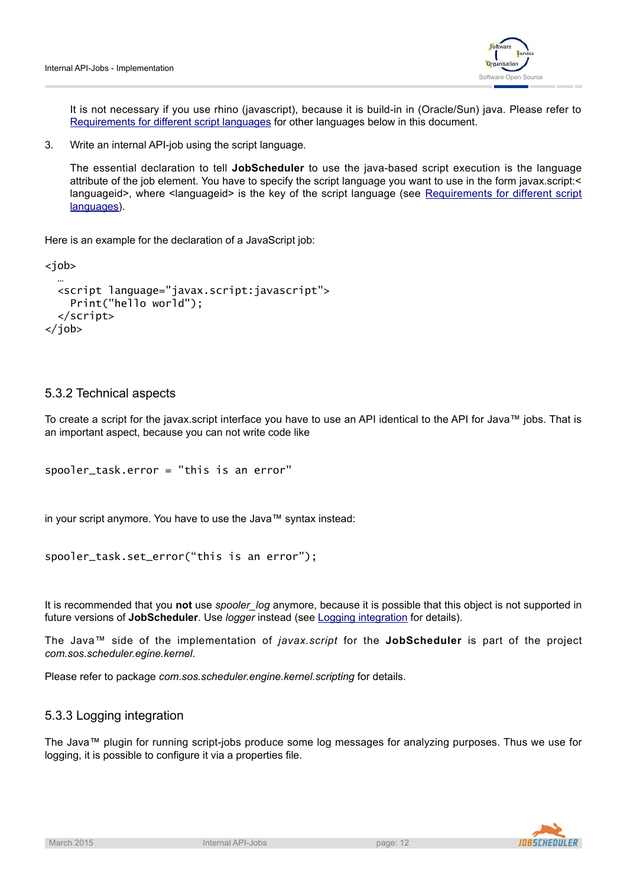It is not necessary if you use rhino (javascript), because it is build-in in (Oracle/Sun) java. Please refer to [Requirements for different script languages](#) for other languages below in this document.

3. Write an internal API-job using the script language.

   The essential declaration to tell **JobScheduler** to use the java-based script execution is the language attribute of the job element. You have to specify the script language you want to use in the form javax.script:<languageid>, where <languageid> is the key of the script language (see [Requirements for different script languages](#)).

Here is an example for the declaration of a JavaScript job:

```
<job>
  …
  <script language="javax.script:javascript">
    Print("hello world");
  </script>
</job>
```

### 5.3.2 Technical aspects

To create a script for the javax.script interface you have to use an API identical to the API for Java™ jobs. That is an important aspect, because you can not write code like

```
spooler_task.error = "this is an error"
```

in your script anymore. You have to use the Java™ syntax instead:

```
spooler_task.set_error("this is an error");
```

It is recommended that you **not** use *spooler_log* anymore, because it is possible that this object is not supported in future versions of **JobScheduler**. Use *logger* instead (see [Logging integration](#) for details).

The Java™ side of the implementation of *javax.script* for the **JobScheduler** is part of the project *com.sos.scheduler.egine.kernel*.

Please refer to package *com.sos.scheduler.engine.kernel.scripting* for details.

### 5.3.3 Logging integration

The Java™ plugin for running script-jobs produce some log messages for analyzing purposes. Thus we use for logging, it is possible to configure it via a properties file.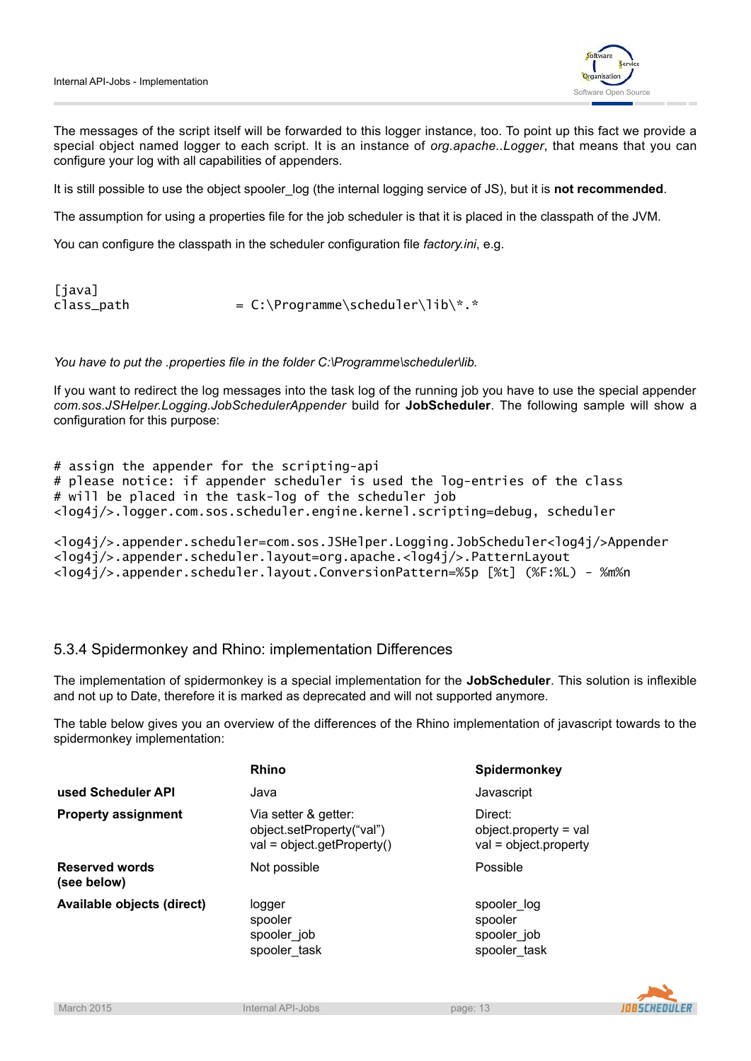The messages of the script itself will be forwarded to this logger instance, too. To point up this fact we provide a special object named logger to each script. It is an instance of *org.apache..Logger*, that means that you can configure your log with all capabilities of appenders.

It is still possible to use the object spooler_log (the internal logging service of JS), but it is **not recommended**.

The assumption for using a properties file for the job scheduler is that it is placed in the classpath of the JVM.

You can configure the classpath in the scheduler configuration file *factory.ini*, e.g.

```
[java]
class_path              = C:\Programme\scheduler\lib\*.*
```

*You have to put the .properties file in the folder C:\Programme\scheduler\lib.*

If you want to redirect the log messages into the task log of the running job you have to use the special appender *com.sos.JSHelper.Logging.JobSchedulerAppender* build for **JobScheduler**. The following sample will show a configuration for this purpose:

```
# assign the appender for the scripting-api
# please notice: if appender scheduler is used the log-entries of the class
# will be placed in the task-log of the scheduler job
<log4j/>.logger.com.sos.scheduler.engine.kernel.scripting=debug, scheduler

<log4j/>.appender.scheduler=com.sos.JSHelper.Logging.JobScheduler<log4j/>Appender
<log4j/>.appender.scheduler.layout=org.apache.<log4j/>.PatternLayout
<log4j/>.appender.scheduler.layout.ConversionPattern=%5p [%t] (%F:%L) - %m%n
```

### 5.3.4 Spidermonkey and Rhino: implementation Differences

The implementation of spidermonkey is a special implementation for the **JobScheduler**. This solution is inflexible and not up to Date, therefore it is marked as deprecated and will not supported anymore.

The table below gives you an overview of the differences of the Rhino implementation of javascript towards to the spidermonkey implementation:

| | **Rhino** | **Spidermonkey** |
|---|---|---|
| **used Scheduler API** | Java | Javascript |
| **Property assignment** | Via setter & getter:<br>object.setProperty("val")<br>val = object.getProperty() | Direct:<br>object.property = val<br>val = object.property |
| **Reserved words (see below)** | Not possible | Possible |
| **Available objects (direct)** | logger<br>spooler<br>spooler_job<br>spooler_task | spooler_log<br>spooler<br>spooler_job<br>spooler_task |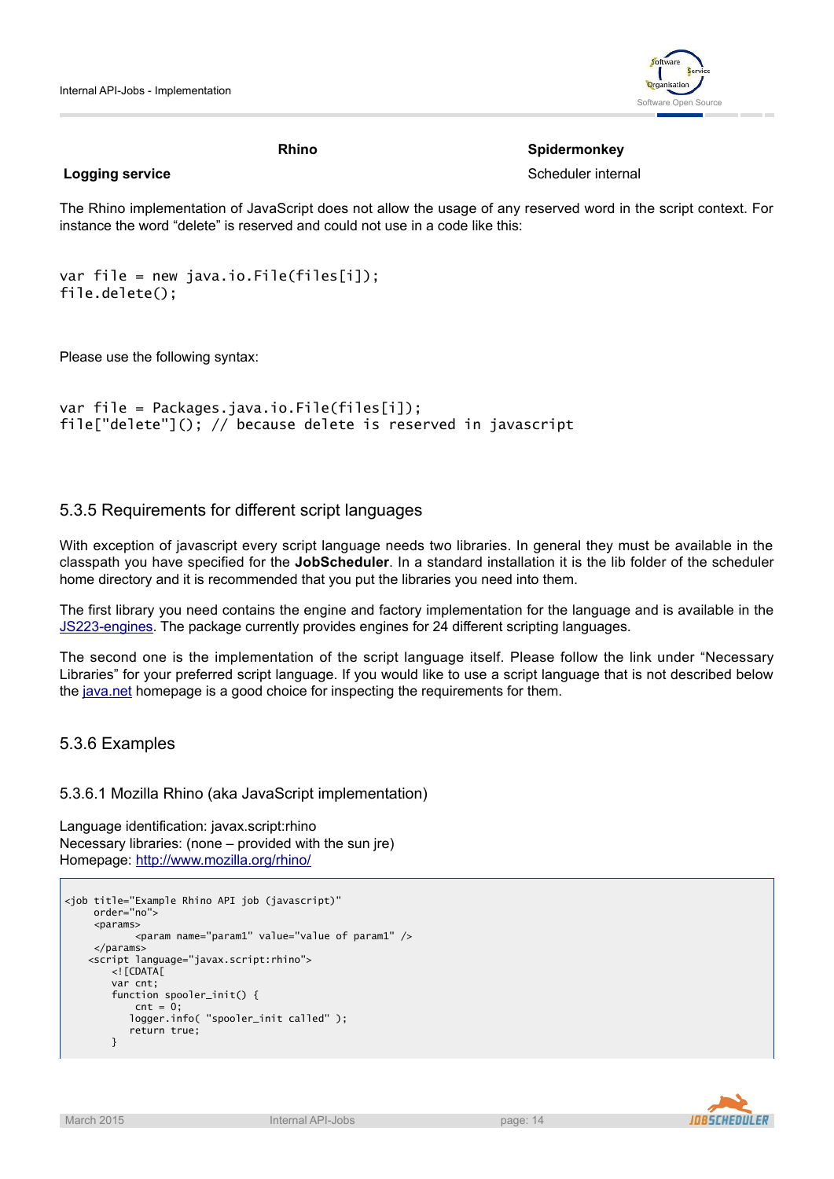| | Rhino | Spidermonkey |
|---|---|---|
| **Logging service** | | Scheduler internal |

The Rhino implementation of JavaScript does not allow the usage of any reserved word in the script context. For instance the word “delete” is reserved and could not use in a code like this:

```
var file = new java.io.File(files[i]);
file.delete();
```

Please use the following syntax:

```
var file = Packages.java.io.File(files[i]);
file["delete"](); // because delete is reserved in javascript
```

## 5.3.5 Requirements for different script languages

With exception of javascript every script language needs two libraries. In general they must be available in the classpath you have specified for the **JobScheduler**. In a standard installation it is the lib folder of the scheduler home directory and it is recommended that you put the libraries you need into them.

The first library you need contains the engine and factory implementation for the language and is available in the JS223-engines. The package currently provides engines for 24 different scripting languages.

The second one is the implementation of the script language itself. Please follow the link under “Necessary Libraries” for your preferred script language. If you would like to use a script language that is not described below the java.net homepage is a good choice for inspecting the requirements for them.

## 5.3.6 Examples

### 5.3.6.1 Mozilla Rhino (aka JavaScript implementation)

Language identification: javax.script:rhino
Necessary libraries: (none – provided with the sun jre)
Homepage: http://www.mozilla.org/rhino/

```
<job title="Example Rhino API job (javascript)"
     order="no">
     <params>
            <param name="param1" value="value of param1" />
     </params>
    <script language="javax.script:rhino">
        <![CDATA[
        var cnt;
        function spooler_init() {
            cnt = 0;
           logger.info( "spooler_init called" );
           return true;
        }
```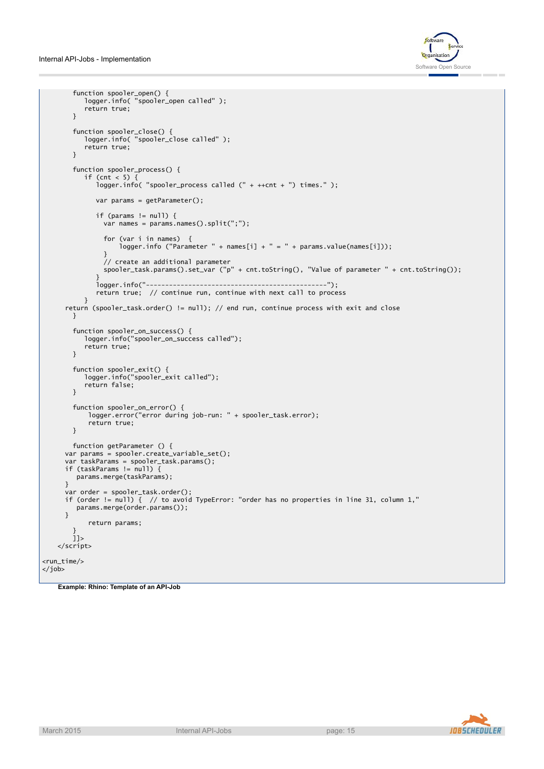```
        function spooler_open() {
           logger.info( "spooler_open called" );
           return true;
        }

        function spooler_close() {
           logger.info( "spooler_close called" );
           return true;
        }

        function spooler_process() {
           if (cnt < 5) {
              logger.info( "spooler_process called (" + ++cnt + ") times." );

              var params = getParameter();

              if (params != null) {
                var names = params.names().split(";");

                for (var i in names)  {
                    logger.info ("Parameter " + names[i] + " = " + params.value(names[i]));
                }
                // create an additional parameter
                spooler_task.params().set_var ("p" + cnt.toString(), "Value of parameter " + cnt.toString());
              }
              logger.info("-----------------------------------------------");
              return true;  // continue run, continue with next call to process
           }
      return (spooler_task.order() != null); // end run, continue process with exit and close
        }

        function spooler_on_success() {
           logger.info("spooler_on_success called");
           return true;
        }

        function spooler_exit() {
           logger.info("spooler_exit called");
           return false;
        }

        function spooler_on_error() {
            logger.error("error during job-run: " + spooler_task.error);
            return true;
        }

        function getParameter () {
      var params = spooler.create_variable_set();
      var taskParams = spooler_task.params();
      if (taskParams != null) {
         params.merge(taskParams);
      }
      var order = spooler_task.order();
      if (order != null) {  // to avoid TypeError: "order has no properties in line 31, column 1,"
         params.merge(order.params());
      }
            return params;
        }
        ]]>
    </script>

<run_time/>
</job>
```

**Example: Rhino: Template of an API-Job**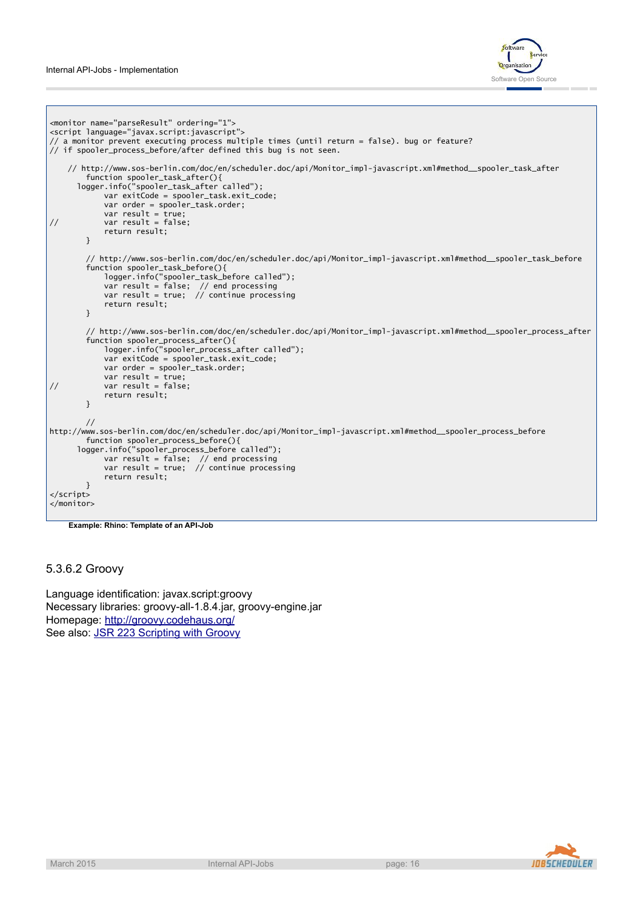```
<monitor name="parseResult" ordering="1">
<script language="javax.script:javascript">
// a monitor prevent executing process multiple times (until return = false). bug or feature?
// if spooler_process_before/after defined this bug is not seen.

    // http://www.sos-berlin.com/doc/en/scheduler.doc/api/Monitor_impl-javascript.xml#method__spooler_task_after
        function spooler_task_after(){
      logger.info("spooler_task_after called");
            var exitCode = spooler_task.exit_code;
            var order = spooler_task.order;
            var result = true;
//          var result = false;
            return result;
        }

        // http://www.sos-berlin.com/doc/en/scheduler.doc/api/Monitor_impl-javascript.xml#method__spooler_task_before
        function spooler_task_before(){
            logger.info("spooler_task_before called");
            var result = false;  // end processing
            var result = true;  // continue processing
            return result;
        }

        // http://www.sos-berlin.com/doc/en/scheduler.doc/api/Monitor_impl-javascript.xml#method__spooler_process_after
        function spooler_process_after(){
            logger.info("spooler_process_after called");
            var exitCode = spooler_task.exit_code;
            var order = spooler_task.order;
            var result = true;
//          var result = false;
            return result;
        }

        //
http://www.sos-berlin.com/doc/en/scheduler.doc/api/Monitor_impl-javascript.xml#method__spooler_process_before
        function spooler_process_before(){
      logger.info("spooler_process_before called");
            var result = false;  // end processing
            var result = true;  // continue processing
            return result;
        }
</script>
</monitor>
```

**Example: Rhino: Template of an API-Job**

### 5.3.6.2 Groovy

Language identification: javax.script:groovy
Necessary libraries: groovy-all-1.8.4.jar, groovy-engine.jar
Homepage: [http://groovy.codehaus.org/](http://groovy.codehaus.org/)
See also: JSR 223 Scripting with Groovy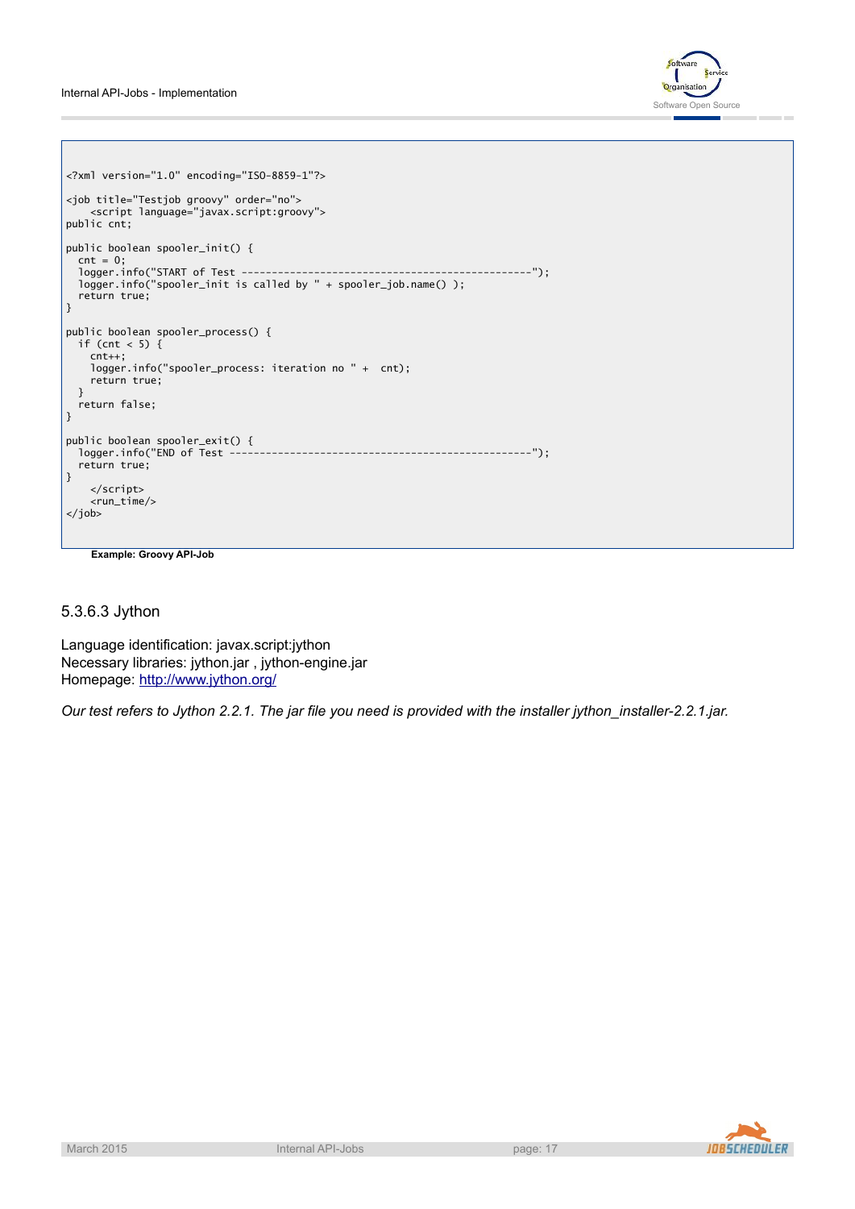```
<?xml version="1.0" encoding="ISO-8859-1"?>

<job title="Testjob groovy" order="no">
    <script language="javax.script:groovy">
public cnt;

public boolean spooler_init() {
  cnt = 0;
  logger.info("START of Test -----------------------------------------------");
  logger.info("spooler_init is called by " + spooler_job.name() );
  return true;
}

public boolean spooler_process() {
  if (cnt < 5) {
    cnt++;
    logger.info("spooler_process: iteration no " +  cnt);
    return true;
  }
  return false;
}

public boolean spooler_exit() {
  logger.info("END of Test -------------------------------------------------");
  return true;
}
    </script>
    <run_time/>
</job>
```

**Example: Groovy API-Job**

#### 5.3.6.3 Jython

Language identification: javax.script:jython
Necessary libraries: jython.jar , jython-engine.jar
Homepage: http://www.jython.org/

*Our test refers to Jython 2.2.1. The jar file you need is provided with the installer jython_installer-2.2.1.jar.*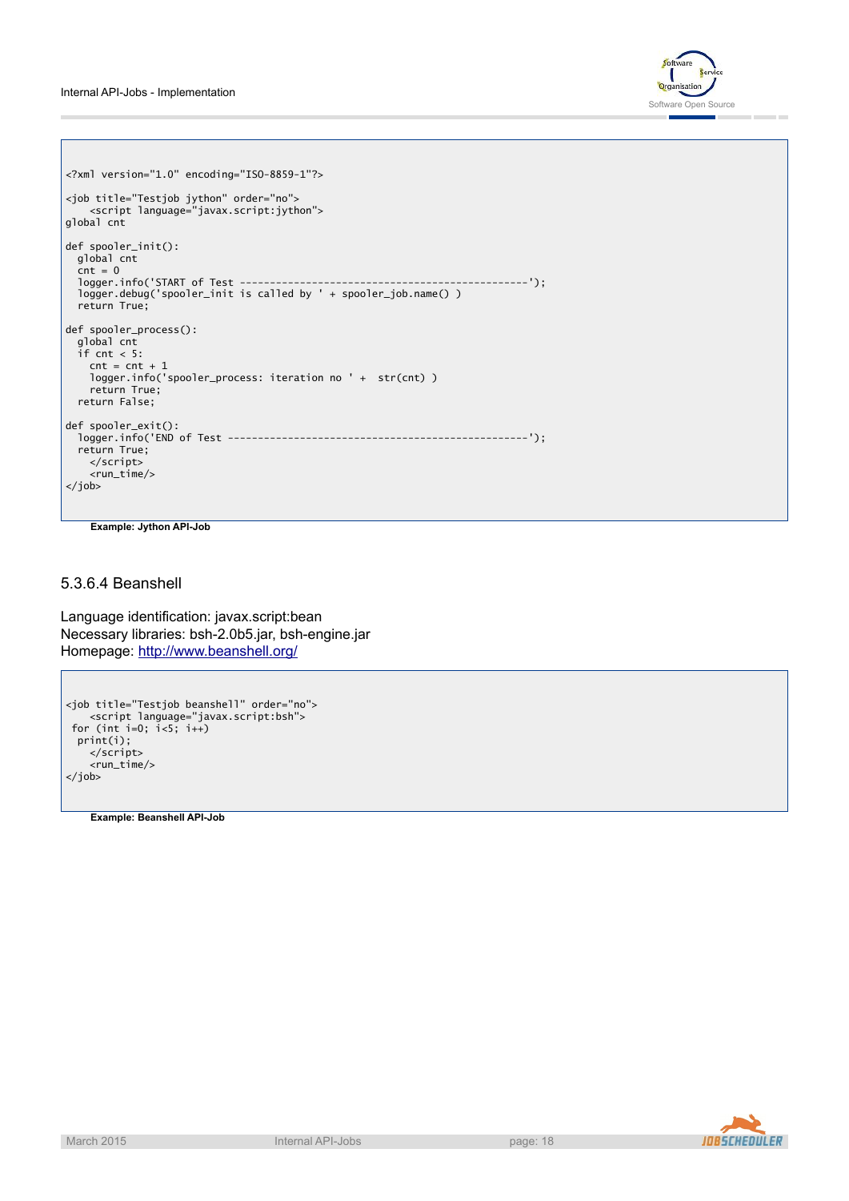```
<?xml version="1.0" encoding="ISO-8859-1"?>

<job title="Testjob jython" order="no">
    <script language="javax.script:jython">
global cnt

def spooler_init():
  global cnt
  cnt = 0
  logger.info('START of Test ------------------------------------------------');
  logger.debug('spooler_init is called by ' + spooler_job.name() )
  return True;

def spooler_process():
  global cnt
  if cnt < 5:
    cnt = cnt + 1
    logger.info('spooler_process: iteration no ' +  str(cnt) )
    return True;
  return False;

def spooler_exit():
  logger.info('END of Test --------------------------------------------------');
  return True;
    </script>
    <run_time/>
</job>
```

**Example: Jython API-Job**

#### 5.3.6.4 Beanshell

Language identification: javax.script:bean
Necessary libraries: bsh-2.0b5.jar, bsh-engine.jar
Homepage: http://www.beanshell.org/

```
<job title="Testjob beanshell" order="no">
    <script language="javax.script:bsh">
 for (int i=0; i<5; i++)
  print(i);
    </script>
    <run_time/>
</job>
```

**Example: Beanshell API-Job**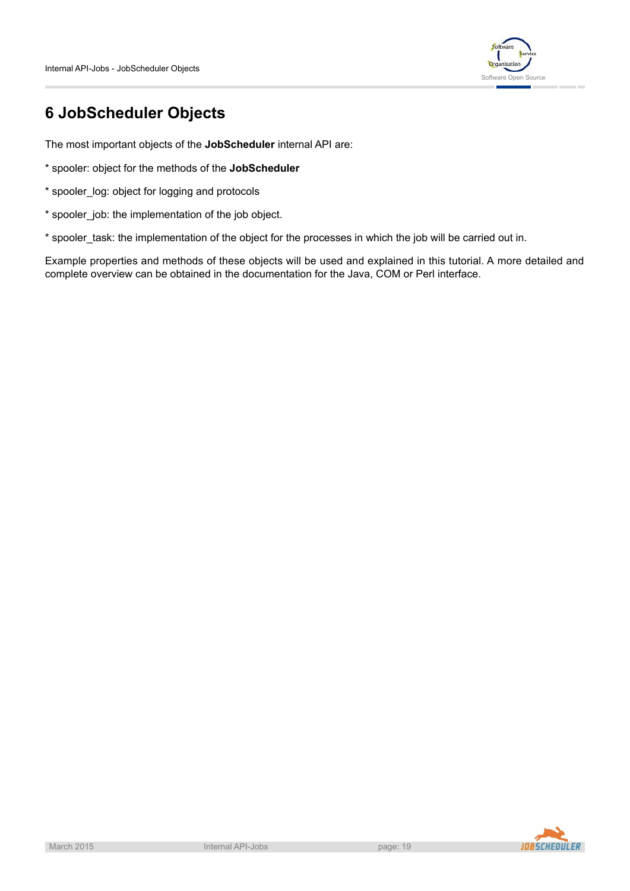# 6 JobScheduler Objects

The most important objects of the **JobScheduler** internal API are:

* spooler: object for the methods of the **JobScheduler**

* spooler_log: object for logging and protocols

* spooler_job: the implementation of the job object.

* spooler_task: the implementation of the object for the processes in which the job will be carried out in.

Example properties and methods of these objects will be used and explained in this tutorial. A more detailed and complete overview can be obtained in the documentation for the Java, COM or Perl interface.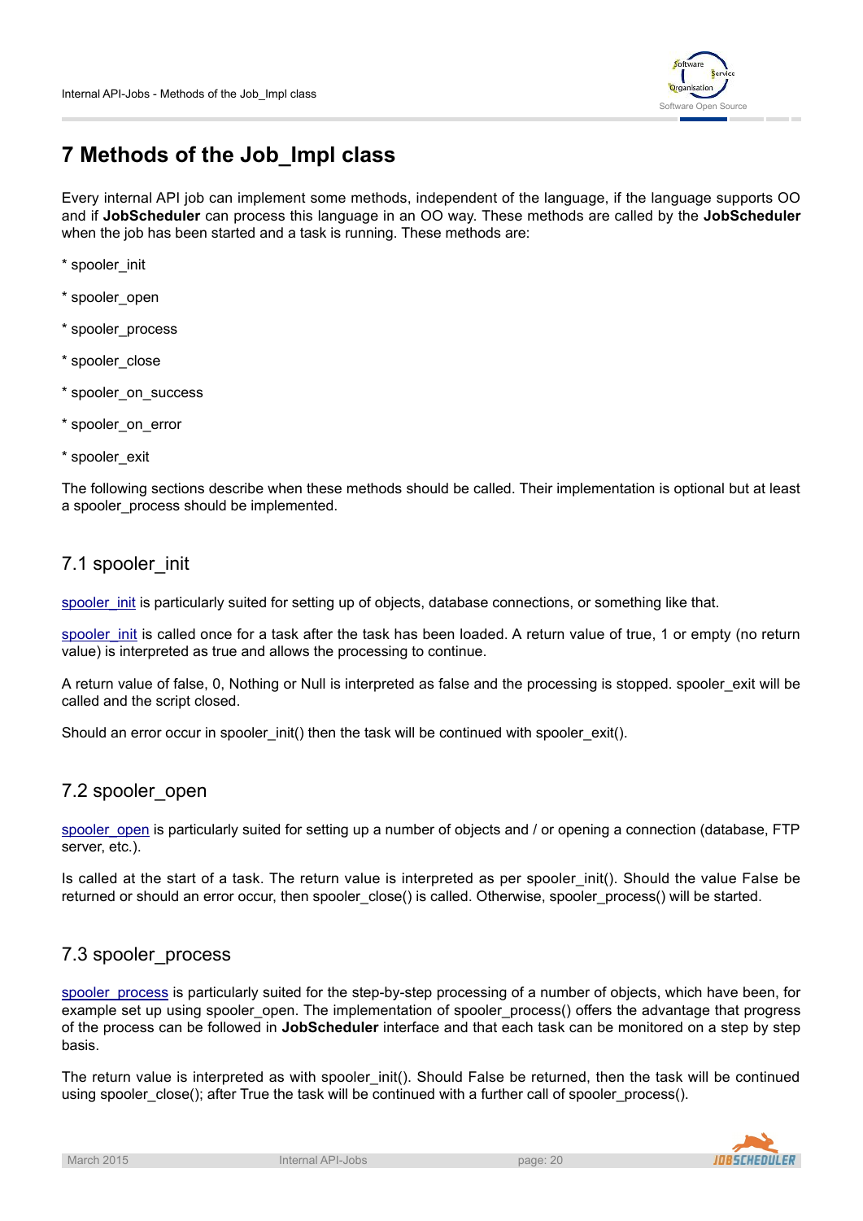# 7 Methods of the Job_Impl class

Every internal API job can implement some methods, independent of the language, if the language supports OO and if **JobScheduler** can process this language in an OO way. These methods are called by the **JobScheduler** when the job has been started and a task is running. These methods are:

* spooler_init

* spooler_open

* spooler_process

* spooler_close

* spooler_on_success

* spooler_on_error

* spooler_exit

The following sections describe when these methods should be called. Their implementation is optional but at least a spooler_process should be implemented.

## 7.1 spooler_init

spooler_init is particularly suited for setting up of objects, database connections, or something like that.

spooler_init is called once for a task after the task has been loaded. A return value of true, 1 or empty (no return value) is interpreted as true and allows the processing to continue.

A return value of false, 0, Nothing or Null is interpreted as false and the processing is stopped. spooler_exit will be called and the script closed.

Should an error occur in spooler_init() then the task will be continued with spooler_exit().

## 7.2 spooler_open

spooler_open is particularly suited for setting up a number of objects and / or opening a connection (database, FTP server, etc.).

Is called at the start of a task. The return value is interpreted as per spooler_init(). Should the value False be returned or should an error occur, then spooler_close() is called. Otherwise, spooler_process() will be started.

## 7.3 spooler_process

spooler_process is particularly suited for the step-by-step processing of a number of objects, which have been, for example set up using spooler_open. The implementation of spooler_process() offers the advantage that progress of the process can be followed in **JobScheduler** interface and that each task can be monitored on a step by step basis.

The return value is interpreted as with spooler_init(). Should False be returned, then the task will be continued using spooler_close(); after True the task will be continued with a further call of spooler_process().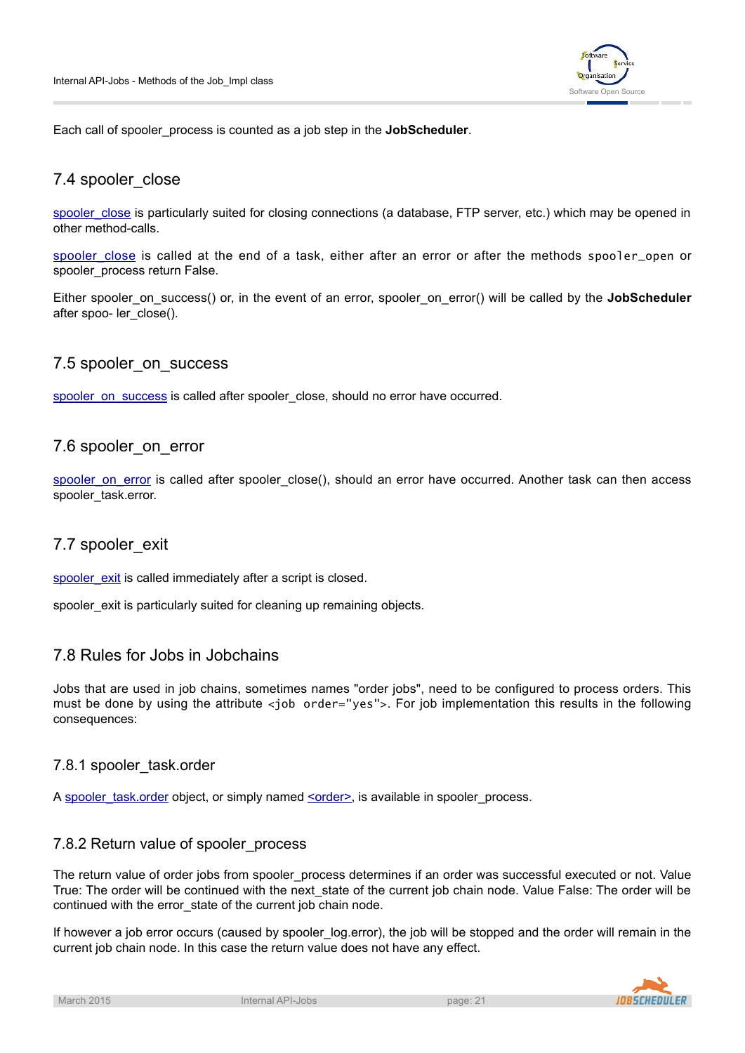Each call of spooler_process is counted as a job step in the **JobScheduler**.

## 7.4 spooler_close

spooler_close is particularly suited for closing connections (a database, FTP server, etc.) which may be opened in other method-calls.

spooler_close is called at the end of a task, either after an error or after the methods `spooler_open` or spooler_process return False.

Either spooler_on_success() or, in the event of an error, spooler_on_error() will be called by the **JobScheduler** after spoo- ler_close().

## 7.5 spooler_on_success

spooler_on_success is called after spooler_close, should no error have occurred.

## 7.6 spooler_on_error

spooler_on_error is called after spooler_close(), should an error have occurred. Another task can then access spooler_task.error.

## 7.7 spooler_exit

spooler_exit is called immediately after a script is closed.

spooler_exit is particularly suited for cleaning up remaining objects.

## 7.8 Rules for Jobs in Jobchains

Jobs that are used in job chains, sometimes names "order jobs", need to be configured to process orders. This must be done by using the attribute `<job order="yes">`. For job implementation this results in the following consequences:

### 7.8.1 spooler_task.order

A spooler_task.order object, or simply named <order>, is available in spooler_process.

### 7.8.2 Return value of spooler_process

The return value of order jobs from spooler_process determines if an order was successful executed or not. Value True: The order will be continued with the next_state of the current job chain node. Value False: The order will be continued with the error_state of the current job chain node.

If however a job error occurs (caused by spooler_log.error), the job will be stopped and the order will remain in the current job chain node. In this case the return value does not have any effect.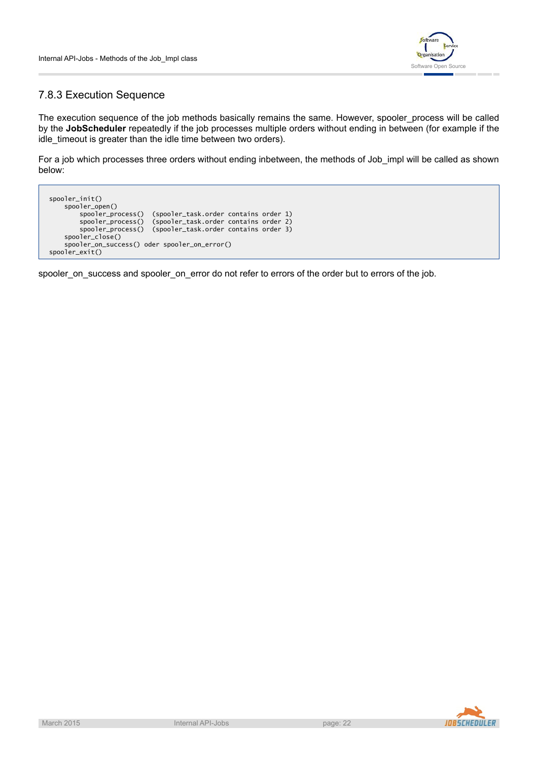### 7.8.3 Execution Sequence

The execution sequence of the job methods basically remains the same. However, spooler_process will be called by the **JobScheduler** repeatedly if the job processes multiple orders without ending in between (for example if the idle_timeout is greater than the idle time between two orders).

For a job which processes three orders without ending inbetween, the methods of Job_impl will be called as shown below:

```
spooler_init()
    spooler_open()
        spooler_process()  (spooler_task.order contains order 1)
        spooler_process()  (spooler_task.order contains order 2)
        spooler_process()  (spooler_task.order contains order 3)
    spooler_close()
    spooler_on_success() oder spooler_on_error()
spooler_exit()
```

spooler_on_success and spooler_on_error do not refer to errors of the order but to errors of the job.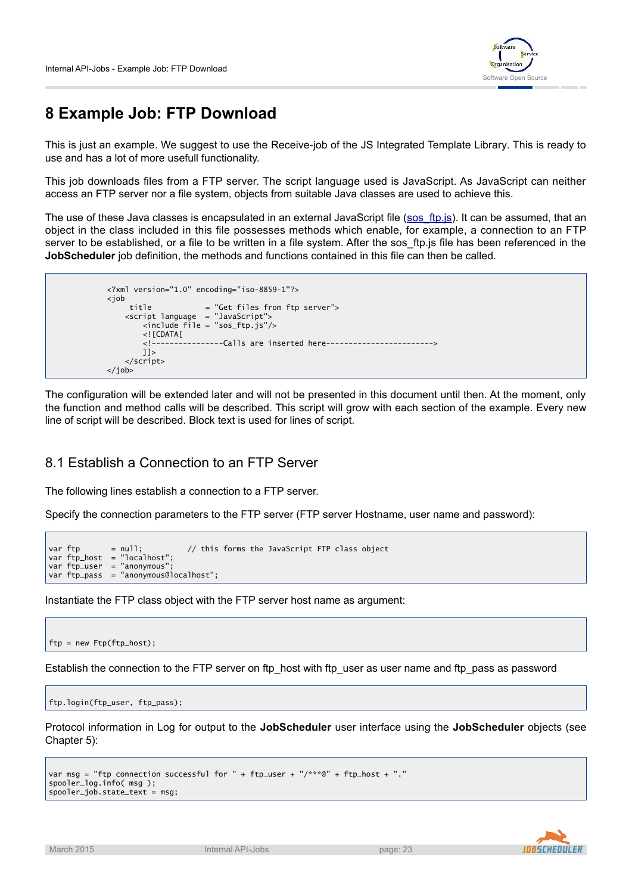# 8 Example Job: FTP Download

This is just an example. We suggest to use the Receive-job of the JS Integrated Template Library. This is ready to use and has a lot of more usefull functionality.

This job downloads files from a FTP server. The script language used is JavaScript. As JavaScript can neither access an FTP server nor a file system, objects from suitable Java classes are used to achieve this.

The use of these Java classes is encapsulated in an external JavaScript file (sos_ftp.js). It can be assumed, that an object in the class included in this file possesses methods which enable, for example, a connection to an FTP server to be established, or a file to be written in a file system. After the sos_ftp.js file has been referenced in the **JobScheduler** job definition, the methods and functions contained in this file can then be called.

```
<?xml version="1.0" encoding="iso-8859-1"?>
<job
     title            = "Get files from ftp server">
    <script language  = "JavaScript">
        <include file = "sos_ftp.js"/>
        <![CDATA[
        <!----------------Calls are inserted here------------------------>
        ]]>
    </script>
</job>
```

The configuration will be extended later and will not be presented in this document until then. At the moment, only the function and method calls will be described. This script will grow with each section of the example. Every new line of script will be described. Block text is used for lines of script.

## 8.1 Establish a Connection to an FTP Server

The following lines establish a connection to a FTP server.

Specify the connection parameters to the FTP server (FTP server Hostname, user name and password):

```
var ftp       = null;          // this forms the JavaScript FTP class object
var ftp_host  = "localhost";
var ftp_user  = "anonymous";
var ftp_pass  = "anonymous@localhost";
```

Instantiate the FTP class object with the FTP server host name as argument:

```
ftp = new Ftp(ftp_host);
```

Establish the connection to the FTP server on ftp_host with ftp_user as user name and ftp_pass as password

```
ftp.login(ftp_user, ftp_pass);
```

Protocol information in Log for output to the **JobScheduler** user interface using the **JobScheduler** objects (see Chapter 5):

```
var msg = "ftp connection successful for " + ftp_user + "/***@" + ftp_host + "."
spooler_log.info( msg );
spooler_job.state_text = msg;
```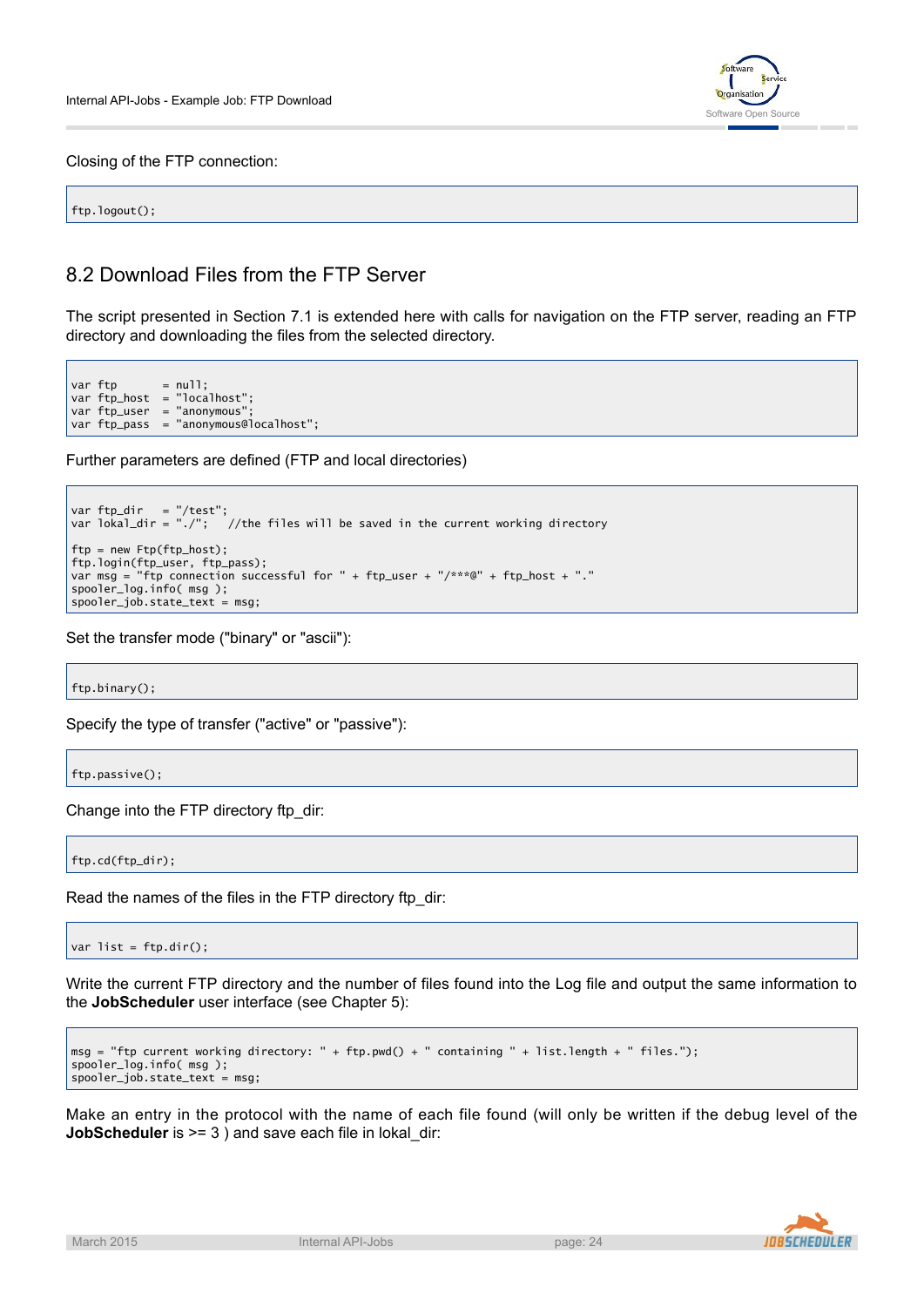Closing of the FTP connection:

```
ftp.logout();
```

## 8.2 Download Files from the FTP Server

The script presented in Section 7.1 is extended here with calls for navigation on the FTP server, reading an FTP directory and downloading the files from the selected directory.

```
var ftp       = null;
var ftp_host  = "localhost";
var ftp_user  = "anonymous";
var ftp_pass  = "anonymous@localhost";
```

Further parameters are defined (FTP and local directories)

```
var ftp_dir   = "/test";
var lokal_dir = "./";   //the files will be saved in the current working directory

ftp = new Ftp(ftp_host);
ftp.login(ftp_user, ftp_pass);
var msg = "ftp connection successful for " + ftp_user + "/***@" + ftp_host + "."
spooler_log.info( msg );
spooler_job.state_text = msg;
```

Set the transfer mode ("binary" or "ascii"):

```
ftp.binary();
```

Specify the type of transfer ("active" or "passive"):

```
ftp.passive();
```

Change into the FTP directory ftp_dir:

```
ftp.cd(ftp_dir);
```

Read the names of the files in the FTP directory ftp_dir:

```
var list = ftp.dir();
```

Write the current FTP directory and the number of files found into the Log file and output the same information to the **JobScheduler** user interface (see Chapter 5):

```
msg = "ftp current working directory: " + ftp.pwd() + " containing " + list.length + " files.");
spooler_log.info( msg );
spooler_job.state_text = msg;
```

Make an entry in the protocol with the name of each file found (will only be written if the debug level of the **JobScheduler** is >= 3 ) and save each file in lokal_dir: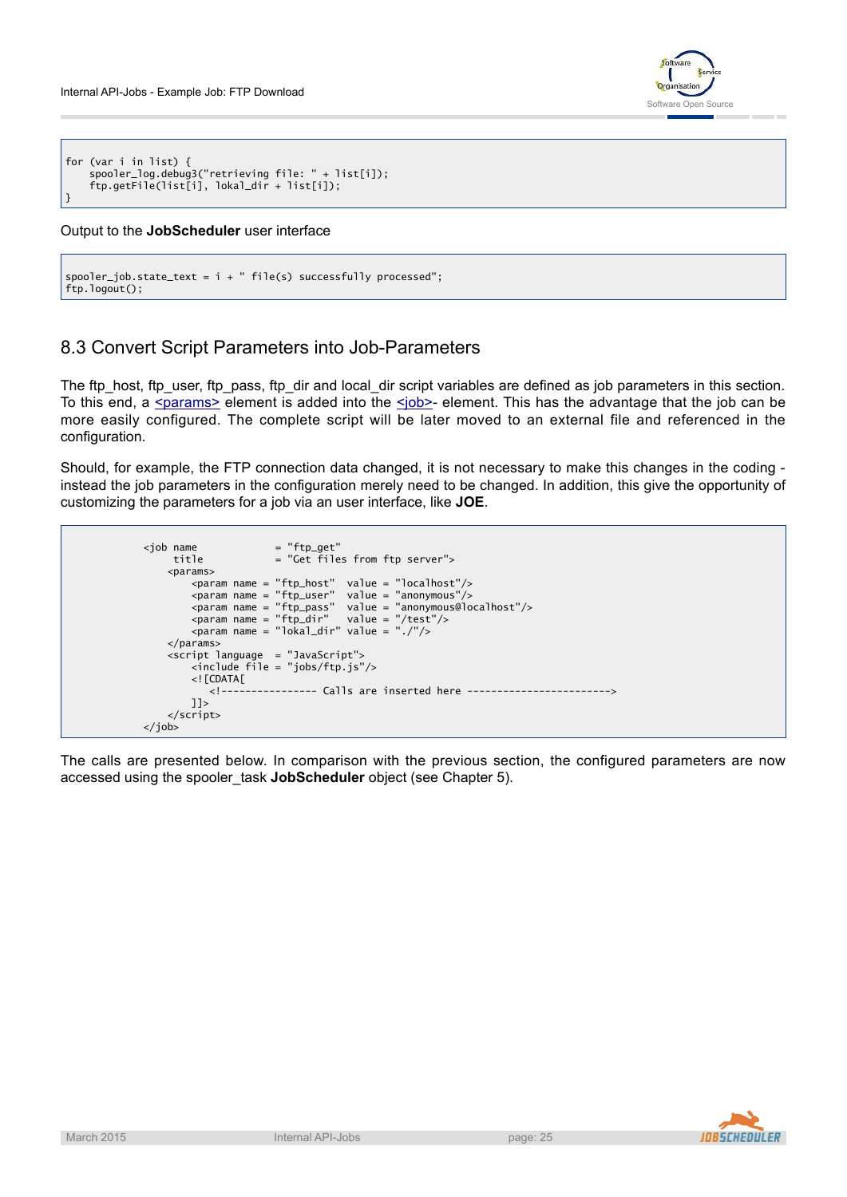```
for (var i in list) {
    spooler_log.debug3("retrieving file: " + list[i]);
    ftp.getFile(list[i], lokal_dir + list[i]);
}
```

Output to the **JobScheduler** user interface

```
spooler_job.state_text = i + " file(s) successfully processed";
ftp.logout();
```

## 8.3 Convert Script Parameters into Job-Parameters

The ftp_host, ftp_user, ftp_pass, ftp_dir and local_dir script variables are defined as job parameters in this section. To this end, a <params> element is added into the <job>- element. This has the advantage that the job can be more easily configured. The complete script will be later moved to an external file and referenced in the configuration.

Should, for example, the FTP connection data changed, it is not necessary to make this changes in the coding - instead the job parameters in the configuration merely need to be changed. In addition, this give the opportunity of customizing the parameters for a job via an user interface, like **JOE**.

```
<job name             = "ftp_get"
     title            = "Get files from ftp server">
    <params>
        <param name = "ftp_host"  value = "localhost"/>
        <param name = "ftp_user"  value = "anonymous"/>
        <param name = "ftp_pass"  value = "anonymous@localhost"/>
        <param name = "ftp_dir"   value = "/test"/>
        <param name = "lokal_dir" value = "./"/>
    </params>
    <script language  = "JavaScript">
        <include file = "jobs/ftp.js"/>
        <![CDATA[
           <!---------------- Calls are inserted here ------------------------>
        ]]>
    </script>
</job>
```

The calls are presented below. In comparison with the previous section, the configured parameters are now accessed using the spooler_task **JobScheduler** object (see Chapter 5).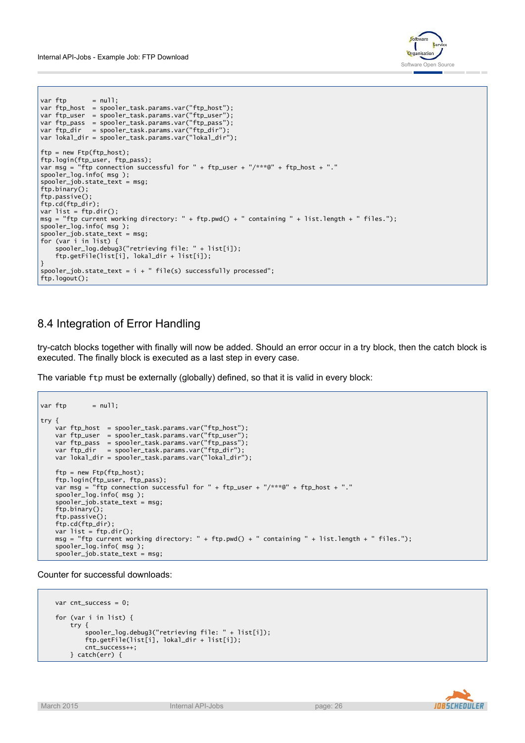```
var ftp       = null;
var ftp_host  = spooler_task.params.var("ftp_host");
var ftp_user  = spooler_task.params.var("ftp_user");
var ftp_pass  = spooler_task.params.var("ftp_pass");
var ftp_dir   = spooler_task.params.var("ftp_dir");
var lokal_dir = spooler_task.params.var("lokal_dir");

ftp = new Ftp(ftp_host);
ftp.login(ftp_user, ftp_pass);
var msg = "ftp connection successful for " + ftp_user + "/***@" + ftp_host + "."
spooler_log.info( msg );
spooler_job.state_text = msg;
ftp.binary();
ftp.passive();
ftp.cd(ftp_dir);
var list = ftp.dir();
msg = "ftp current working directory: " + ftp.pwd() + " containing " + list.length + " files.");
spooler_log.info( msg );
spooler_job.state_text = msg;
for (var i in list) {
    spooler_log.debug3("retrieving file: " + list[i]);
    ftp.getFile(list[i], lokal_dir + list[i]);
}
spooler_job.state_text = i + " file(s) successfully processed";
ftp.logout();
```

## 8.4 Integration of Error Handling

try-catch blocks together with finally will now be added. Should an error occur in a try block, then the catch block is executed. The finally block is executed as a last step in every case.

The variable `ftp` must be externally (globally) defined, so that it is valid in every block:

```
var ftp       = null;

try {
    var ftp_host  = spooler_task.params.var("ftp_host");
    var ftp_user  = spooler_task.params.var("ftp_user");
    var ftp_pass  = spooler_task.params.var("ftp_pass");
    var ftp_dir   = spooler_task.params.var("ftp_dir");
    var lokal_dir = spooler_task.params.var("lokal_dir");

    ftp = new Ftp(ftp_host);
    ftp.login(ftp_user, ftp_pass);
    var msg = "ftp connection successful for " + ftp_user + "/***@" + ftp_host + "."
    spooler_log.info( msg );
    spooler_job.state_text = msg;
    ftp.binary();
    ftp.passive();
    ftp.cd(ftp_dir);
    var list = ftp.dir();
    msg = "ftp current working directory: " + ftp.pwd() + " containing " + list.length + " files.");
    spooler_log.info( msg );
    spooler_job.state_text = msg;
```

Counter for successful downloads:

```
    var cnt_success = 0;

    for (var i in list) {
        try {
            spooler_log.debug3("retrieving file: " + list[i]);
            ftp.getFile(list[i], lokal_dir + list[i]);
            cnt_success++;
        } catch(err) {
```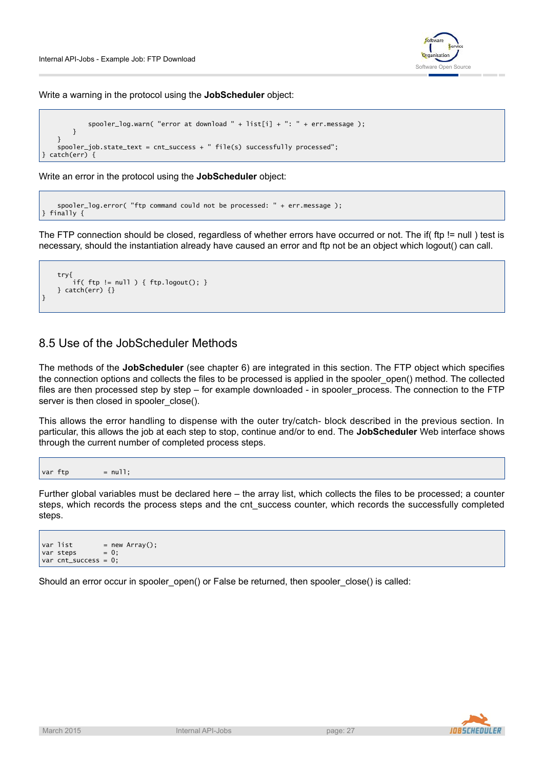Write a warning in the protocol using the **JobScheduler** object:

```
            spooler_log.warn( "error at download " + list[i] + ": " + err.message );
        }
    }
    spooler_job.state_text = cnt_success + " file(s) successfully processed";
} catch(err) {
```

Write an error in the protocol using the **JobScheduler** object:

```
    spooler_log.error( "ftp command could not be processed: " + err.message );
} finally {
```

The FTP connection should be closed, regardless of whether errors have occurred or not. The if( ftp != null ) test is necessary, should the instantiation already have caused an error and ftp not be an object which logout() can call.

```
    try{
        if( ftp != null ) { ftp.logout(); }
    } catch(err) {}
}
```

## 8.5 Use of the JobScheduler Methods

The methods of the **JobScheduler** (see chapter 6) are integrated in this section. The FTP object which specifies the connection options and collects the files to be processed is applied in the spooler_open() method. The collected files are then processed step by step – for example downloaded - in spooler_process. The connection to the FTP server is then closed in spooler_close().

This allows the error handling to dispense with the outer try/catch- block described in the previous section. In particular, this allows the job at each step to stop, continue and/or to end. The **JobScheduler** Web interface shows through the current number of completed process steps.

```
var ftp         = null;
```

Further global variables must be declared here – the array list, which collects the files to be processed; a counter steps, which records the process steps and the cnt_success counter, which records the successfully completed steps.

```
var list        = new Array();
var steps       = 0;
var cnt_success = 0;
```

Should an error occur in spooler_open() or False be returned, then spooler_close() is called: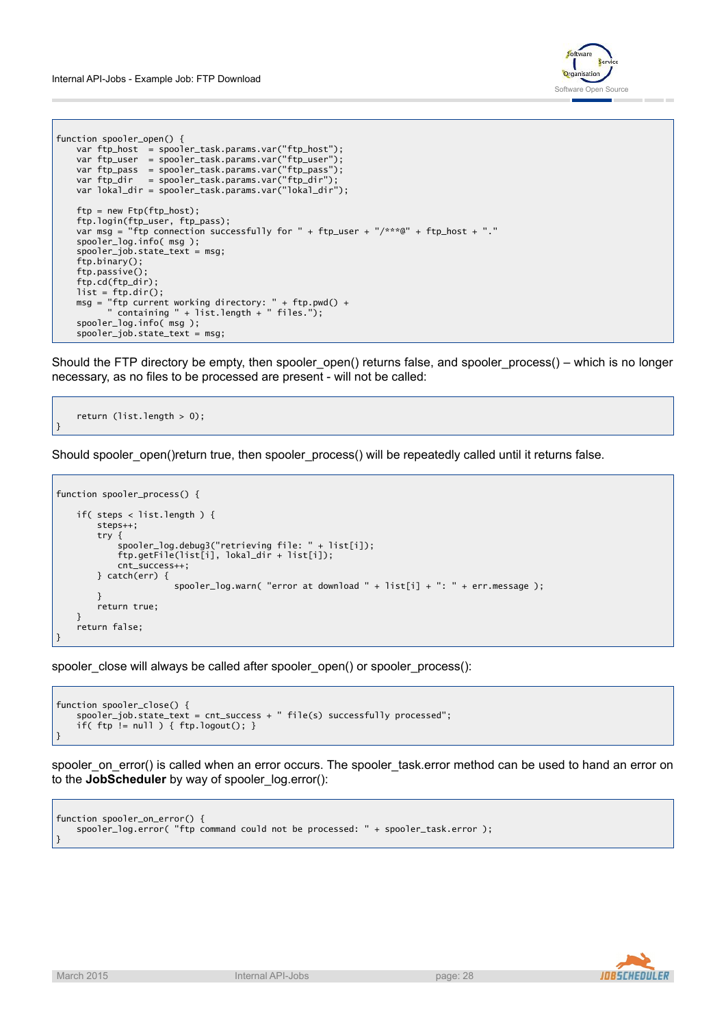```
function spooler_open() {
    var ftp_host  = spooler_task.params.var("ftp_host");
    var ftp_user  = spooler_task.params.var("ftp_user");
    var ftp_pass  = spooler_task.params.var("ftp_pass");
    var ftp_dir   = spooler_task.params.var("ftp_dir");
    var lokal_dir = spooler_task.params.var("lokal_dir");

    ftp = new Ftp(ftp_host);
    ftp.login(ftp_user, ftp_pass);
    var msg = "ftp connection successfully for " + ftp_user + "/***@" + ftp_host + ".";
    spooler_log.info( msg );
    spooler_job.state_text = msg;
    ftp.binary();
    ftp.passive();
    ftp.cd(ftp_dir);
    list = ftp.dir();
    msg = "ftp current working directory: " + ftp.pwd() +
          " containing " + list.length + " files.");
    spooler_log.info( msg );
    spooler_job.state_text = msg;
```

Should the FTP directory be empty, then spooler_open() returns false, and spooler_process() – which is no longer necessary, as no files to be processed are present - will not be called:

```
    return (list.length > 0);
}
```

Should spooler_open()return true, then spooler_process() will be repeatedly called until it returns false.

```
function spooler_process() {

    if( steps < list.length ) {
        steps++;
        try {
            spooler_log.debug3("retrieving file: " + list[i]);
            ftp.getFile(list[i], lokal_dir + list[i]);
            cnt_success++;
        } catch(err) {
                       spooler_log.warn( "error at download " + list[i] + ": " + err.message );
        }
        return true;
    }
    return false;
}
```

spooler_close will always be called after spooler_open() or spooler_process():

```
function spooler_close() {
    spooler_job.state_text = cnt_success + " file(s) successfully processed";
    if( ftp != null ) { ftp.logout(); }
}
```

spooler_on_error() is called when an error occurs. The spooler_task.error method can be used to hand an error on to the **JobScheduler** by way of spooler_log.error():

```
function spooler_on_error() {
    spooler_log.error( "ftp command could not be processed: " + spooler_task.error );
}
```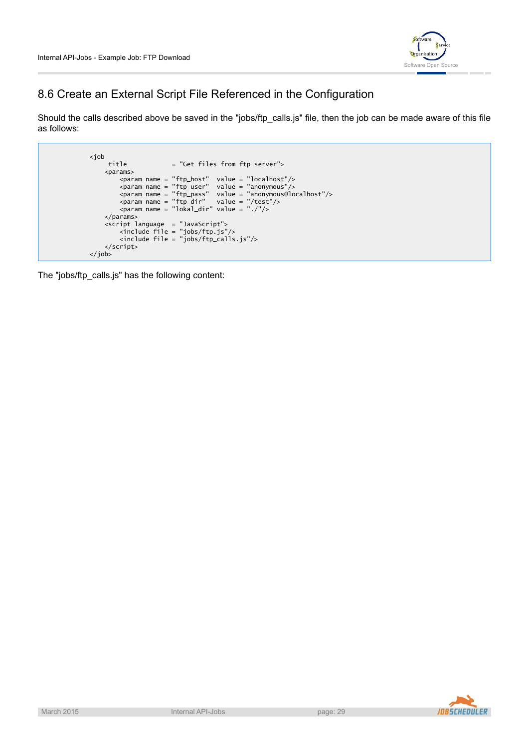## 8.6 Create an External Script File Referenced in the Configuration

Should the calls described above be saved in the "jobs/ftp_calls.js" file, then the job can be made aware of this file as follows:

```
<job
     title            = "Get files from ftp server">
    <params>
        <param name = "ftp_host"  value = "localhost"/>
        <param name = "ftp_user"  value = "anonymous"/>
        <param name = "ftp_pass"  value = "anonymous@localhost"/>
        <param name = "ftp_dir"   value = "/test"/>
        <param name = "lokal_dir" value = "./"/>
    </params>
    <script language  = "JavaScript">
        <include file = "jobs/ftp.js"/>
        <include file = "jobs/ftp_calls.js"/>
    </script>
</job>
```

The "jobs/ftp_calls.js" has the following content: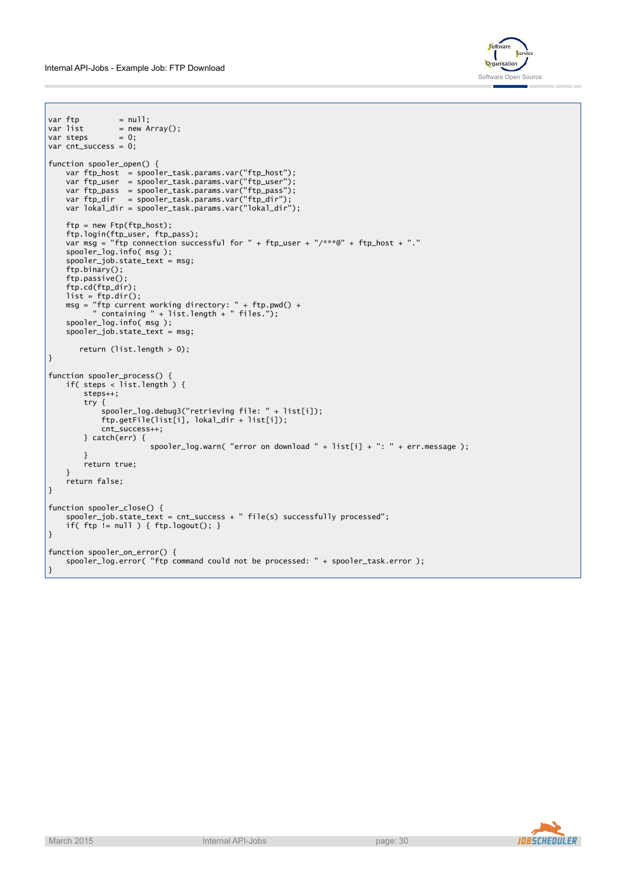```
var ftp         = null;
var list        = new Array();
var steps       = 0;
var cnt_success = 0;

function spooler_open() {
    var ftp_host  = spooler_task.params.var("ftp_host");
    var ftp_user  = spooler_task.params.var("ftp_user");
    var ftp_pass  = spooler_task.params.var("ftp_pass");
    var ftp_dir   = spooler_task.params.var("ftp_dir");
    var lokal_dir = spooler_task.params.var("lokal_dir");

    ftp = new Ftp(ftp_host);
    ftp.login(ftp_user, ftp_pass);
    var msg = "ftp connection successful for " + ftp_user + "/***@" + ftp_host + "."
    spooler_log.info( msg );
    spooler_job.state_text = msg;
    ftp.binary();
    ftp.passive();
    ftp.cd(ftp_dir);
    list = ftp.dir();
    msg = "ftp current working directory: " + ftp.pwd() +
          " containing " + list.length + " files.");
    spooler_log.info( msg );
    spooler_job.state_text = msg;

       return (list.length > 0);
}

function spooler_process() {
    if( steps < list.length ) {
        steps++;
        try {
            spooler_log.debug3("retrieving file: " + list[i]);
            ftp.getFile(list[i], lokal_dir + list[i]);
            cnt_success++;
        } catch(err) {
                       spooler_log.warn( "error on download " + list[i] + ": " + err.message );
        }
        return true;
    }
    return false;
}

function spooler_close() {
    spooler_job.state_text = cnt_success + " file(s) successfully processed";
    if( ftp != null ) { ftp.logout(); }
}

function spooler_on_error() {
    spooler_log.error( "ftp command could not be processed: " + spooler_task.error );
}
```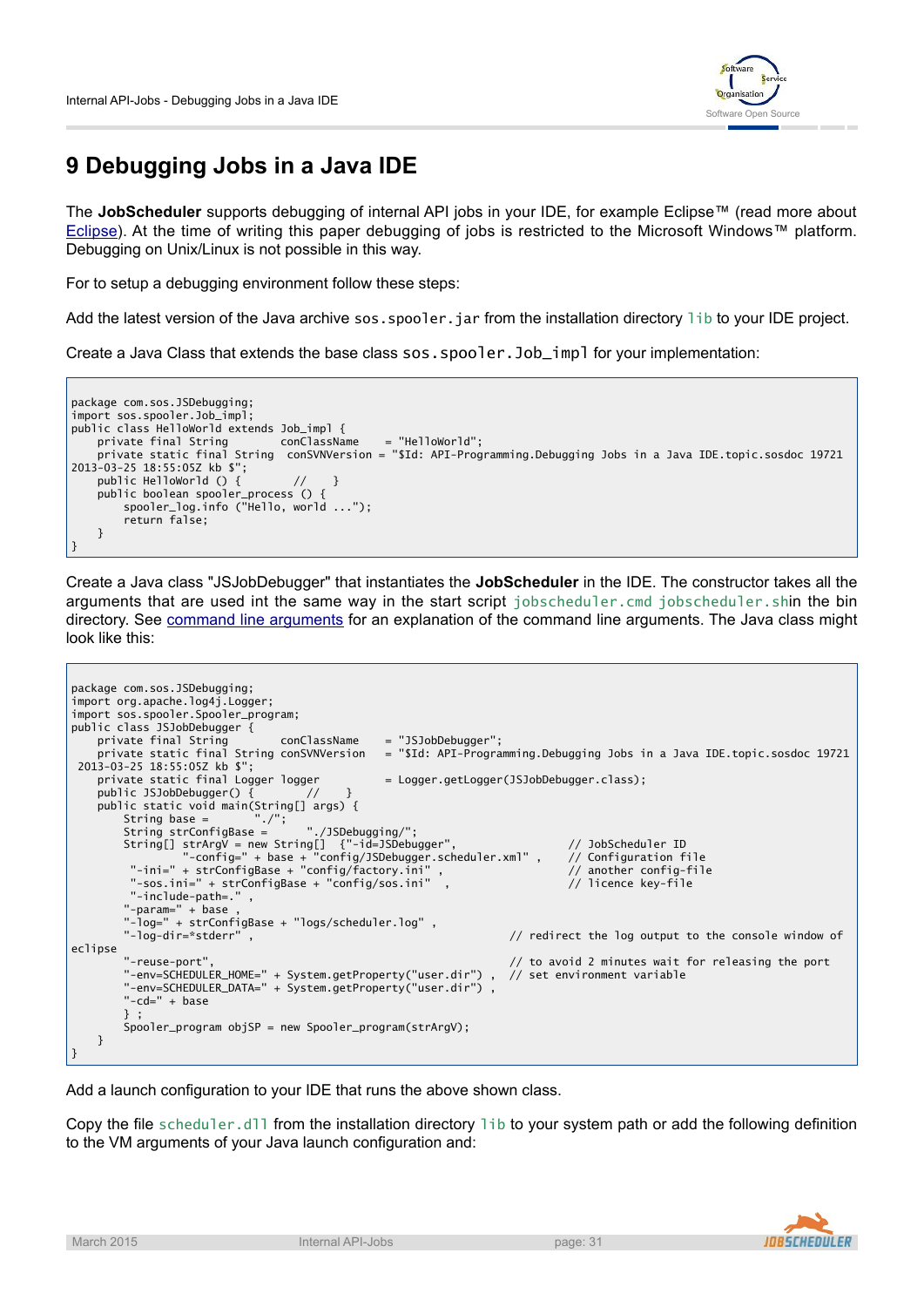# 9 Debugging Jobs in a Java IDE

The **JobScheduler** supports debugging of internal API jobs in your IDE, for example Eclipse™ (read more about Eclipse). At the time of writing this paper debugging of jobs is restricted to the Microsoft Windows™ platform. Debugging on Unix/Linux is not possible in this way.

For to setup a debugging environment follow these steps:

Add the latest version of the Java archive `sos.spooler.jar` from the installation directory `lib` to your IDE project.

Create a Java Class that extends the base class `sos.spooler.Job_impl` for your implementation:

```
package com.sos.JSDebugging;
import sos.spooler.Job_impl;
public class HelloWorld extends Job_impl {
    private final String        conClassName    = "HelloWorld";
    private static final String  conSVNVersion = "$Id: API-Programming.Debugging Jobs in a Java IDE.topic.sosdoc 19721
2013-03-25 18:55:05Z kb $";
    public HelloWorld () {        //    }
    public boolean spooler_process () {
        spooler_log.info ("Hello, world ...");
        return false;
    }
}
```

Create a Java class "JSJobDebugger" that instantiates the **JobScheduler** in the IDE. The constructor takes all the arguments that are used int the same way in the start script `jobscheduler.cmd jobscheduler.sh`in the bin directory. See command line arguments for an explanation of the command line arguments. The Java class might look like this:

```
package com.sos.JSDebugging;
import org.apache.log4j.Logger;
import sos.spooler.Spooler_program;
public class JSJobDebugger {
    private final String        conClassName    = "JSJobDebugger";
    private static final String conSVNVersion   = "$Id: API-Programming.Debugging Jobs in a Java IDE.topic.sosdoc 19721
 2013-03-25 18:55:05Z kb $";
    private static final Logger logger          = Logger.getLogger(JSJobDebugger.class);
    public JSJobDebugger() {        //    }
    public static void main(String[] args) {
        String base =       "./";
        String strConfigBase =      "./JSDebugging/";
        String[] strArgV = new String[]  {"-id=JSDebugger",                 // JobScheduler ID
                 "-config=" + base + "config/JSDebugger.scheduler.xml" ,     // Configuration file
         "-ini=" + strConfigBase + "config/factory.ini" ,                   // another config-file
         "-sos.ini=" + strConfigBase + "config/sos.ini"  ,                  // licence key-file
         "-include-path=." ,
        "-param=" + base ,
        "-log=" + strConfigBase + "logs/scheduler.log" ,
        "-log-dir=*stderr" ,                                        // redirect the log output to the console window of
eclipse
        "-reuse-port",                                              // to avoid 2 minutes wait for releasing the port
        "-env=SCHEDULER_HOME=" + System.getProperty("user.dir") ,   // set environment variable
        "-env=SCHEDULER_DATA=" + System.getProperty("user.dir") ,
        "-cd=" + base
        } ;
        Spooler_program objSP = new Spooler_program(strArgV);
    }
}
```

Add a launch configuration to your IDE that runs the above shown class.

Copy the file `scheduler.dll` from the installation directory `lib` to your system path or add the following definition to the VM arguments of your Java launch configuration and: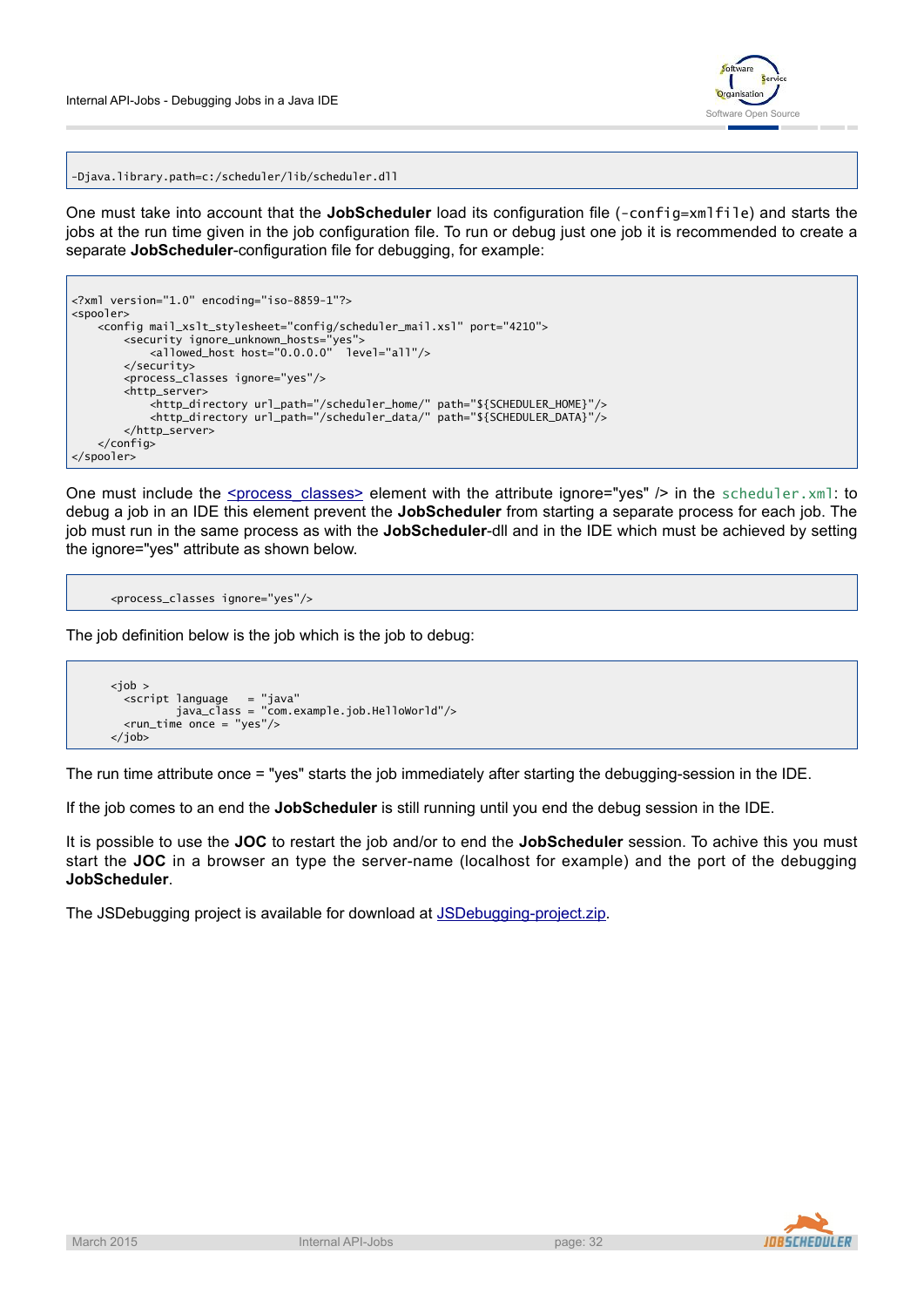```
-Djava.library.path=c:/scheduler/lib/scheduler.dll
```

One must take into account that the **JobScheduler** load its configuration file (`-config=xmlfile`) and starts the jobs at the run time given in the job configuration file. To run or debug just one job it is recommended to create a separate **JobScheduler**-configuration file for debugging, for example:

```
<?xml version="1.0" encoding="iso-8859-1"?>
<spooler>
    <config mail_xslt_stylesheet="config/scheduler_mail.xsl" port="4210">
        <security ignore_unknown_hosts="yes">
            <allowed_host host="0.0.0.0"  level="all"/>
        </security>
        <process_classes ignore="yes"/>
        <http_server>
            <http_directory url_path="/scheduler_home/" path="${SCHEDULER_HOME}"/>
            <http_directory url_path="/scheduler_data/" path="${SCHEDULER_DATA}"/>
        </http_server>
    </config>
</spooler>
```

One must include the [<process_classes>] element with the attribute ignore="yes" /> in the `scheduler.xml`: to debug a job in an IDE this element prevent the **JobScheduler** from starting a separate process for each job. The job must run in the same process as with the **JobScheduler**-dll and in the IDE which must be achieved by setting the ignore="yes" attribute as shown below.

```
      <process_classes ignore="yes"/>
```

The job definition below is the job which is the job to debug:

```
      <job >
        <script language   = "java"
                java_class = "com.example.job.HelloWorld"/>
        <run_time once = "yes"/>
      </job>
```

The run time attribute once = "yes" starts the job immediately after starting the debugging-session in the IDE.

If the job comes to an end the **JobScheduler** is still running until you end the debug session in the IDE.

It is possible to use the **JOC** to restart the job and/or to end the **JobScheduler** session. To achive this you must start the **JOC** in a browser an type the server-name (localhost for example) and the port of the debugging **JobScheduler**.

The JSDebugging project is available for download at JSDebugging-project.zip.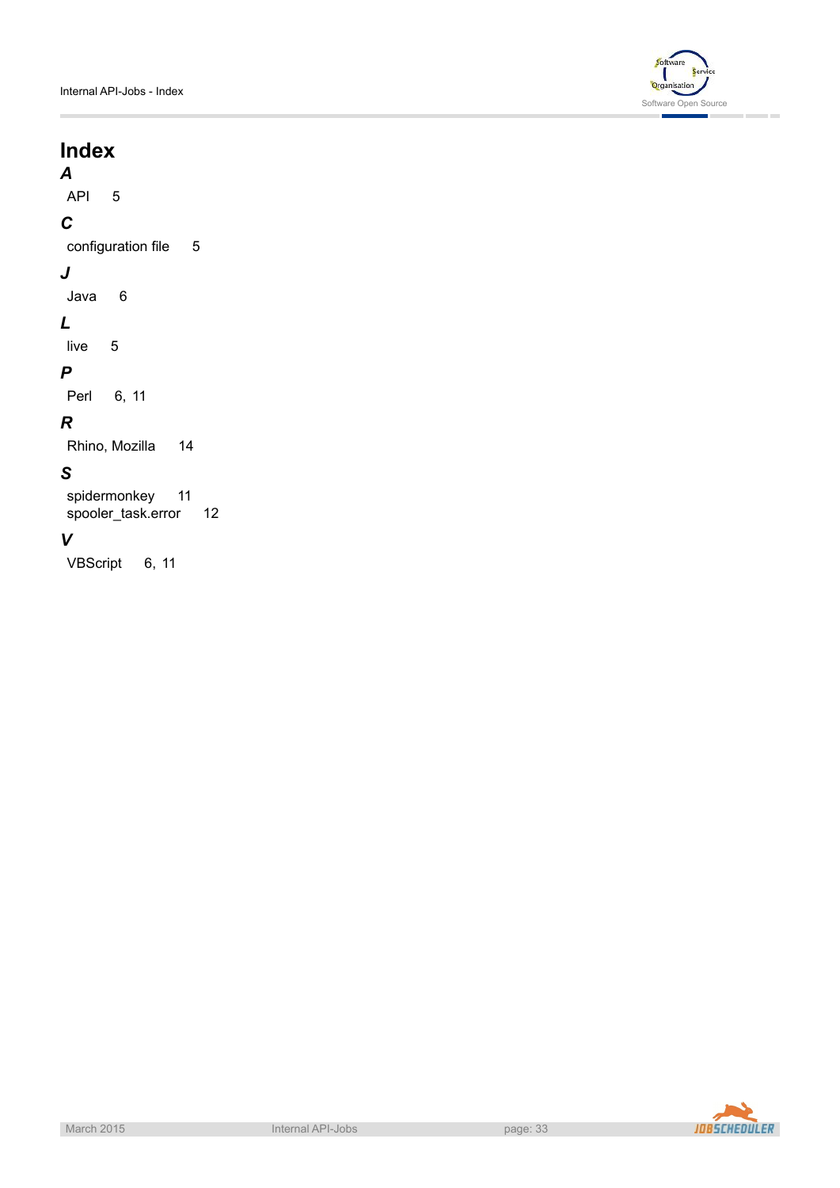# Index

### *A*

API 5

### *C*

configuration file 5

### *J*

Java 6

### *L*

live 5

### *P*

Perl 6, 11

### *R*

Rhino, Mozilla 14

### *S*

spidermonkey 11
spooler_task.error 12

### *V*

VBScript 6, 11